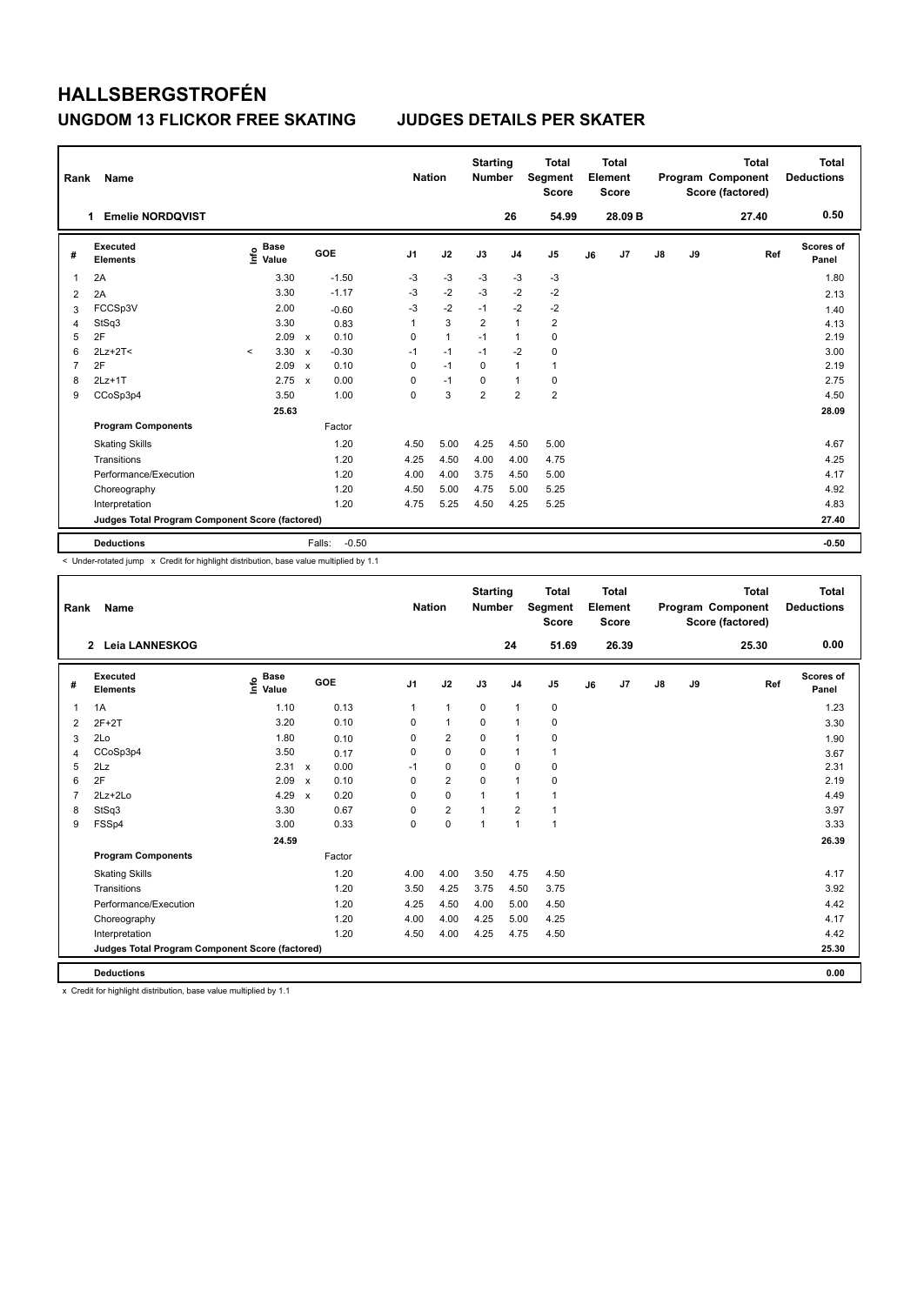# HALLSBERGSTROFÉN

## UNGDOM 13 FLICKOR FREE SKATING JUDGES DETAILS PER SKATER

| Rank | Name | Nation | Starting Number | Total Segment Score | Total Element Score | Total Program Component Score (factored) | Total Deductions |
|---|---|---|---|---|---|---|---|
| 1 | Emelie NORDQVIST | | 26 | 54.99 | 28.09 B | 27.40 | 0.50 |

| # | Executed Elements | Info | Base Value | | GOE | J1 | J2 | J3 | J4 | J5 | J6 | J7 | J8 | J9 | Ref | Scores of Panel |
|---|---|---|---|---|---|---|---|---|---|---|---|---|---|---|---|---|
| 1 | 2A | | 3.30 | | -1.50 | -3 | -3 | -3 | -3 | -3 | | | | | | 1.80 |
| 2 | 2A | | 3.30 | | -1.17 | -3 | -2 | -3 | -2 | -2 | | | | | | 2.13 |
| 3 | FCCSp3V | | 2.00 | | -0.60 | -3 | -2 | -1 | -2 | -2 | | | | | | 1.40 |
| 4 | StSq3 | | 3.30 | | 0.83 | 1 | 3 | 2 | 1 | 2 | | | | | | 4.13 |
| 5 | 2F | | 2.09 | x | 0.10 | 0 | 1 | -1 | 1 | 0 | | | | | | 2.19 |
| 6 | 2Lz+2T< | < | 3.30 | x | -0.30 | -1 | -1 | -1 | -2 | 0 | | | | | | 3.00 |
| 7 | 2F | | 2.09 | x | 0.10 | 0 | -1 | 0 | 1 | 1 | | | | | | 2.19 |
| 8 | 2Lz+1T | | 2.75 | x | 0.00 | 0 | -1 | 0 | 1 | 0 | | | | | | 2.75 |
| 9 | CCoSp3p4 | | 3.50 | | 1.00 | 0 | 3 | 2 | 2 | 2 | | | | | | 4.50 |
| | | | 25.63 | | | | | | | | | | | | | 28.09 |
| | **Program Components** | | | | Factor | | | | | | | | | | | |
| | Skating Skills | | | | 1.20 | 4.50 | 5.00 | 4.25 | 4.50 | 5.00 | | | | | | 4.67 |
| | Transitions | | | | 1.20 | 4.25 | 4.50 | 4.00 | 4.00 | 4.75 | | | | | | 4.25 |
| | Performance/Execution | | | | 1.20 | 4.00 | 4.00 | 3.75 | 4.50 | 5.00 | | | | | | 4.17 |
| | Choreography | | | | 1.20 | 4.50 | 5.00 | 4.75 | 5.00 | 5.25 | | | | | | 4.92 |
| | Interpretation | | | | 1.20 | 4.75 | 5.25 | 4.50 | 4.25 | 5.25 | | | | | | 4.83 |
| | **Judges Total Program Component Score (factored)** | | | | | | | | | | | | | | | 27.40 |
| | **Deductions** | | | | Falls: -0.50 | | | | | | | | | | | -0.50 |

< Under-rotated jump x Credit for highlight distribution, base value multiplied by 1.1

| Rank | Name | Nation | Starting Number | Total Segment Score | Total Element Score | Total Program Component Score (factored) | Total Deductions |
|---|---|---|---|---|---|---|---|
| 2 | Leia LANNESKOG | | 24 | 51.69 | 26.39 | 25.30 | 0.00 |

| # | Executed Elements | Info | Base Value | | GOE | J1 | J2 | J3 | J4 | J5 | J6 | J7 | J8 | J9 | Ref | Scores of Panel |
|---|---|---|---|---|---|---|---|---|---|---|---|---|---|---|---|---|
| 1 | 1A | | 1.10 | | 0.13 | 1 | 1 | 0 | 1 | 0 | | | | | | 1.23 |
| 2 | 2F+2T | | 3.20 | | 0.10 | 0 | 1 | 0 | 1 | 0 | | | | | | 3.30 |
| 3 | 2Lo | | 1.80 | | 0.10 | 0 | 2 | 0 | 1 | 0 | | | | | | 1.90 |
| 4 | CCoSp3p4 | | 3.50 | | 0.17 | 0 | 0 | 0 | 1 | 1 | | | | | | 3.67 |
| 5 | 2Lz | | 2.31 | x | 0.00 | -1 | 0 | 0 | 0 | 0 | | | | | | 2.31 |
| 6 | 2F | | 2.09 | x | 0.10 | 0 | 2 | 0 | 1 | 0 | | | | | | 2.19 |
| 7 | 2Lz+2Lo | | 4.29 | x | 0.20 | 0 | 0 | 1 | 1 | 1 | | | | | | 4.49 |
| 8 | StSq3 | | 3.30 | | 0.67 | 0 | 2 | 1 | 2 | 1 | | | | | | 3.97 |
| 9 | FSSp4 | | 3.00 | | 0.33 | 0 | 0 | 1 | 1 | 1 | | | | | | 3.33 |
| | | | 24.59 | | | | | | | | | | | | | 26.39 |
| | **Program Components** | | | | Factor | | | | | | | | | | | |
| | Skating Skills | | | | 1.20 | 4.00 | 4.00 | 3.50 | 4.75 | 4.50 | | | | | | 4.17 |
| | Transitions | | | | 1.20 | 3.50 | 4.25 | 3.75 | 4.50 | 3.75 | | | | | | 3.92 |
| | Performance/Execution | | | | 1.20 | 4.25 | 4.50 | 4.00 | 5.00 | 4.50 | | | | | | 4.42 |
| | Choreography | | | | 1.20 | 4.00 | 4.00 | 4.25 | 5.00 | 4.25 | | | | | | 4.17 |
| | Interpretation | | | | 1.20 | 4.50 | 4.00 | 4.25 | 4.75 | 4.50 | | | | | | 4.42 |
| | **Judges Total Program Component Score (factored)** | | | | | | | | | | | | | | | 25.30 |
| | **Deductions** | | | | | | | | | | | | | | | 0.00 |

x Credit for highlight distribution, base value multiplied by 1.1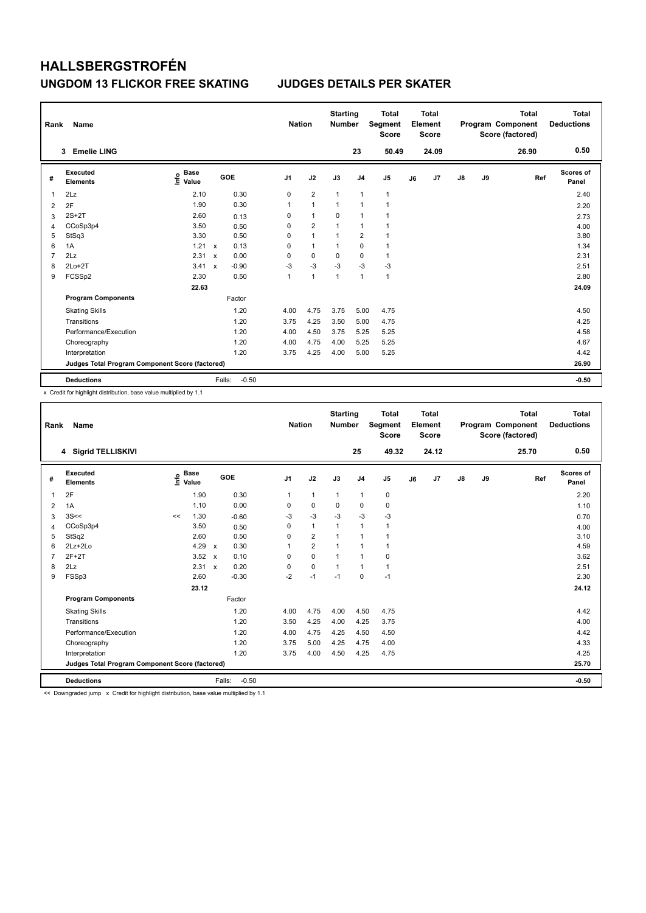# HALLSBERGSTROFÉN

## UNGDOM 13 FLICKOR FREE SKATING JUDGES DETAILS PER SKATER

| Rank | Name | Nation | Starting Number | Total Segment Score | Total Element Score | Total Program Component Score (factored) | Total Deductions |
|---|---|---|---|---|---|---|---|
| 3 | Emelie LING | | 23 | 50.49 | 24.09 | 26.90 | 0.50 |

| # | Executed Elements | Info | Base Value | | GOE | J1 | J2 | J3 | J4 | J5 | J6 | J7 | J8 | J9 | Ref | Scores of Panel |
|---|---|---|---|---|---|---|---|---|---|---|---|---|---|---|---|---|
| 1 | 2Lz | | 2.10 | | 0.30 | 0 | 2 | 1 | 1 | 1 | | | | | | 2.40 |
| 2 | 2F | | 1.90 | | 0.30 | 1 | 1 | 1 | 1 | 1 | | | | | | 2.20 |
| 3 | 2S+2T | | 2.60 | | 0.13 | 0 | 1 | 0 | 1 | 1 | | | | | | 2.73 |
| 4 | CCoSp3p4 | | 3.50 | | 0.50 | 0 | 2 | 1 | 1 | 1 | | | | | | 4.00 |
| 5 | StSq3 | | 3.30 | | 0.50 | 0 | 1 | 1 | 2 | 1 | | | | | | 3.80 |
| 6 | 1A | | 1.21 | x | 0.13 | 0 | 1 | 1 | 0 | 1 | | | | | | 1.34 |
| 7 | 2Lz | | 2.31 | x | 0.00 | 0 | 0 | 0 | 0 | 1 | | | | | | 2.31 |
| 8 | 2Lo+2T | | 3.41 | x | -0.90 | -3 | -3 | -3 | -3 | -3 | | | | | | 2.51 |
| 9 | FCSSp2 | | 2.30 | | 0.50 | 1 | 1 | 1 | 1 | 1 | | | | | | 2.80 |
| | | | 22.63 | | | | | | | | | | | | | 24.09 |
| | **Program Components** | | | | Factor | | | | | | | | | | | |
| | Skating Skills | | | | 1.20 | 4.00 | 4.75 | 3.75 | 5.00 | 4.75 | | | | | | 4.50 |
| | Transitions | | | | 1.20 | 3.75 | 4.25 | 3.50 | 5.00 | 4.75 | | | | | | 4.25 |
| | Performance/Execution | | | | 1.20 | 4.00 | 4.50 | 3.75 | 5.25 | 5.25 | | | | | | 4.58 |
| | Choreography | | | | 1.20 | 4.00 | 4.75 | 4.00 | 5.25 | 5.25 | | | | | | 4.67 |
| | Interpretation | | | | 1.20 | 3.75 | 4.25 | 4.00 | 5.00 | 5.25 | | | | | | 4.42 |
| | Judges Total Program Component Score (factored) | | | | | | | | | | | | | | | 26.90 |
| | **Deductions** | | | Falls: | -0.50 | | | | | | | | | | | -0.50 |

x Credit for highlight distribution, base value multiplied by 1.1

| Rank | Name | Nation | Starting Number | Total Segment Score | Total Element Score | Total Program Component Score (factored) | Total Deductions |
|---|---|---|---|---|---|---|---|
| 4 | Sigrid TELLISKIVI | | 25 | 49.32 | 24.12 | 25.70 | 0.50 |

| # | Executed Elements | Info | Base Value | | GOE | J1 | J2 | J3 | J4 | J5 | J6 | J7 | J8 | J9 | Ref | Scores of Panel |
|---|---|---|---|---|---|---|---|---|---|---|---|---|---|---|---|---|
| 1 | 2F | | 1.90 | | 0.30 | 1 | 1 | 1 | 1 | 0 | | | | | | 2.20 |
| 2 | 1A | | 1.10 | | 0.00 | 0 | 0 | 0 | 0 | 0 | | | | | | 1.10 |
| 3 | 3S<< | << | 1.30 | | -0.60 | -3 | -3 | -3 | -3 | -3 | | | | | | 0.70 |
| 4 | CCoSp3p4 | | 3.50 | | 0.50 | 0 | 1 | 1 | 1 | 1 | | | | | | 4.00 |
| 5 | StSq2 | | 2.60 | | 0.50 | 0 | 2 | 1 | 1 | 1 | | | | | | 3.10 |
| 6 | 2Lz+2Lo | | 4.29 | x | 0.30 | 1 | 2 | 1 | 1 | 1 | | | | | | 4.59 |
| 7 | 2F+2T | | 3.52 | x | 0.10 | 0 | 0 | 1 | 1 | 0 | | | | | | 3.62 |
| 8 | 2Lz | | 2.31 | x | 0.20 | 0 | 0 | 1 | 1 | 1 | | | | | | 2.51 |
| 9 | FSSp3 | | 2.60 | | -0.30 | -2 | -1 | -1 | 0 | -1 | | | | | | 2.30 |
| | | | 23.12 | | | | | | | | | | | | | 24.12 |
| | **Program Components** | | | | Factor | | | | | | | | | | | |
| | Skating Skills | | | | 1.20 | 4.00 | 4.75 | 4.00 | 4.50 | 4.75 | | | | | | 4.42 |
| | Transitions | | | | 1.20 | 3.50 | 4.25 | 4.00 | 4.25 | 3.75 | | | | | | 4.00 |
| | Performance/Execution | | | | 1.20 | 4.00 | 4.75 | 4.25 | 4.50 | 4.50 | | | | | | 4.42 |
| | Choreography | | | | 1.20 | 3.75 | 5.00 | 4.25 | 4.75 | 4.00 | | | | | | 4.33 |
| | Interpretation | | | | 1.20 | 3.75 | 4.00 | 4.50 | 4.25 | 4.75 | | | | | | 4.25 |
| | Judges Total Program Component Score (factored) | | | | | | | | | | | | | | | 25.70 |
| | **Deductions** | | | Falls: | -0.50 | | | | | | | | | | | -0.50 |

<< Downgraded jump x Credit for highlight distribution, base value multiplied by 1.1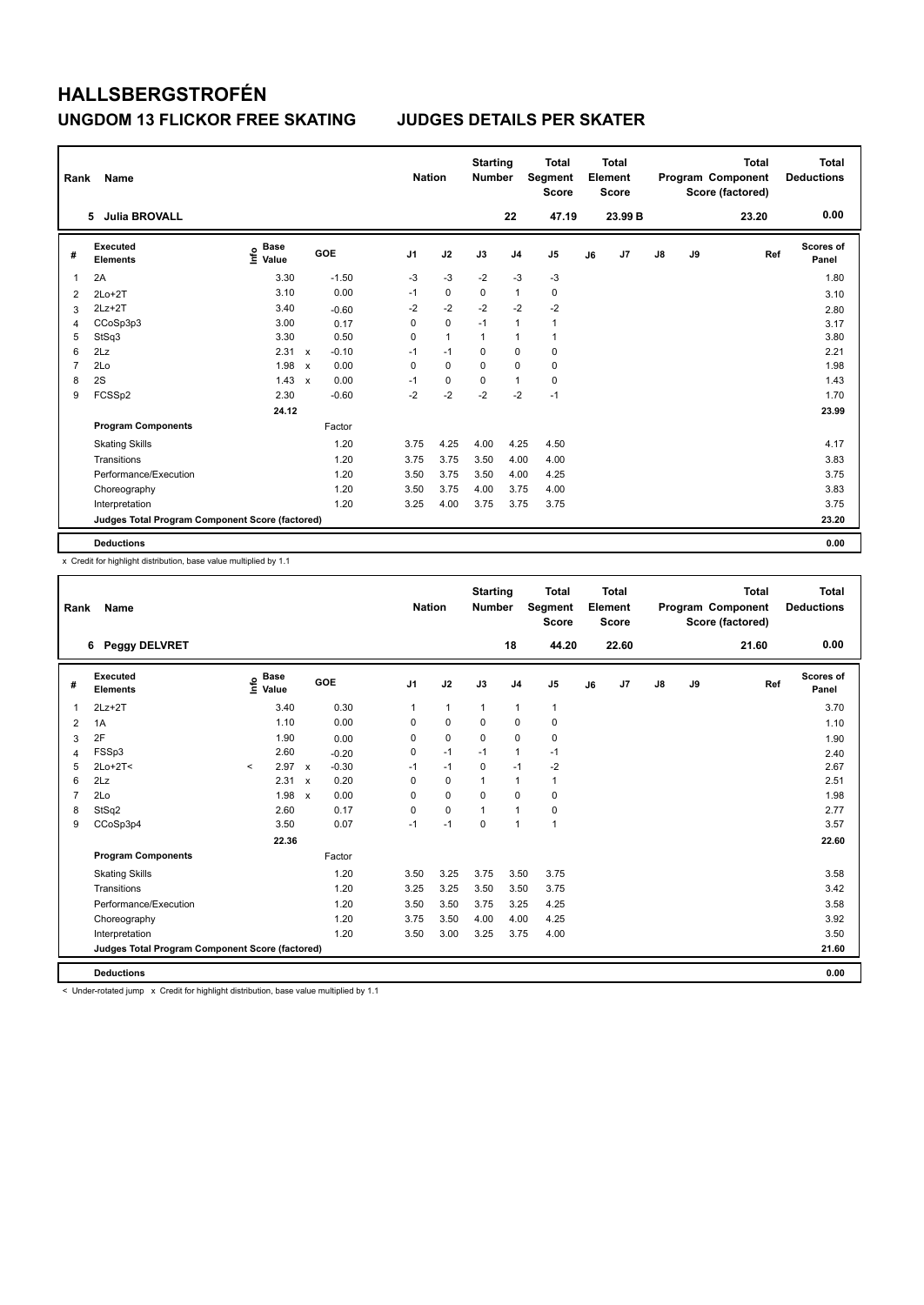# HALLSBERGSTROFÉN

## UNGDOM 13 FLICKOR FREE SKATING JUDGES DETAILS PER SKATER

| Rank | Name | Nation | Starting Number | Total Segment Score | Total Element Score | Total Program Component Score (factored) | Total Deductions |
|---|---|---|---|---|---|---|---|
| 5 | Julia BROVALL | | 22 | 47.19 | 23.99 B | 23.20 | 0.00 |

| # | Executed Elements | Info | Base Value | | GOE | J1 | J2 | J3 | J4 | J5 | J6 | J7 | J8 | J9 | Ref | Scores of Panel |
|---|---|---|---|---|---|---|---|---|---|---|---|---|---|---|---|---|
| 1 | 2A | | 3.30 | | -1.50 | -3 | -3 | -2 | -3 | -3 | | | | | | 1.80 |
| 2 | 2Lo+2T | | 3.10 | | 0.00 | -1 | 0 | 0 | 1 | 0 | | | | | | 3.10 |
| 3 | 2Lz+2T | | 3.40 | | -0.60 | -2 | -2 | -2 | -2 | -2 | | | | | | 2.80 |
| 4 | CCoSp3p3 | | 3.00 | | 0.17 | 0 | 0 | -1 | 1 | 1 | | | | | | 3.17 |
| 5 | StSq3 | | 3.30 | | 0.50 | 0 | 1 | 1 | 1 | 1 | | | | | | 3.80 |
| 6 | 2Lz | | 2.31 | x | -0.10 | -1 | -1 | 0 | 0 | 0 | | | | | | 2.21 |
| 7 | 2Lo | | 1.98 | x | 0.00 | 0 | 0 | 0 | 0 | 0 | | | | | | 1.98 |
| 8 | 2S | | 1.43 | x | 0.00 | -1 | 0 | 0 | 1 | 0 | | | | | | 1.43 |
| 9 | FCSSp2 | | 2.30 | | -0.60 | -2 | -2 | -2 | -2 | -1 | | | | | | 1.70 |
| | | | 24.12 | | | | | | | | | | | | | 23.99 |
| | **Program Components** | | | | Factor | | | | | | | | | | | |
| | Skating Skills | | | | 1.20 | 3.75 | 4.25 | 4.00 | 4.25 | 4.50 | | | | | | 4.17 |
| | Transitions | | | | 1.20 | 3.75 | 3.75 | 3.50 | 4.00 | 4.00 | | | | | | 3.83 |
| | Performance/Execution | | | | 1.20 | 3.50 | 3.75 | 3.50 | 4.00 | 4.25 | | | | | | 3.75 |
| | Choreography | | | | 1.20 | 3.50 | 3.75 | 4.00 | 3.75 | 4.00 | | | | | | 3.83 |
| | Interpretation | | | | 1.20 | 3.25 | 4.00 | 3.75 | 3.75 | 3.75 | | | | | | 3.75 |
| | **Judges Total Program Component Score (factored)** | | | | | | | | | | | | | | | 23.20 |
| | **Deductions** | | | | | | | | | | | | | | | 0.00 |

x Credit for highlight distribution, base value multiplied by 1.1

| Rank | Name | Nation | Starting Number | Total Segment Score | Total Element Score | Total Program Component Score (factored) | Total Deductions |
|---|---|---|---|---|---|---|---|
| 6 | Peggy DELVRET | | 18 | 44.20 | 22.60 | 21.60 | 0.00 |

| # | Executed Elements | Info | Base Value | | GOE | J1 | J2 | J3 | J4 | J5 | J6 | J7 | J8 | J9 | Ref | Scores of Panel |
|---|---|---|---|---|---|---|---|---|---|---|---|---|---|---|---|---|
| 1 | 2Lz+2T | | 3.40 | | 0.30 | 1 | 1 | 1 | 1 | 1 | | | | | | 3.70 |
| 2 | 1A | | 1.10 | | 0.00 | 0 | 0 | 0 | 0 | 0 | | | | | | 1.10 |
| 3 | 2F | | 1.90 | | 0.00 | 0 | 0 | 0 | 0 | 0 | | | | | | 1.90 |
| 4 | FSSp3 | | 2.60 | | -0.20 | 0 | -1 | -1 | 1 | -1 | | | | | | 2.40 |
| 5 | 2Lo+2T< | < | 2.97 | x | -0.30 | -1 | -1 | 0 | -1 | -2 | | | | | | 2.67 |
| 6 | 2Lz | | 2.31 | x | 0.20 | 0 | 0 | 1 | 1 | 1 | | | | | | 2.51 |
| 7 | 2Lo | | 1.98 | x | 0.00 | 0 | 0 | 0 | 0 | 0 | | | | | | 1.98 |
| 8 | StSq2 | | 2.60 | | 0.17 | 0 | 0 | 1 | 1 | 0 | | | | | | 2.77 |
| 9 | CCoSp3p4 | | 3.50 | | 0.07 | -1 | -1 | 0 | 1 | 1 | | | | | | 3.57 |
| | | | 22.36 | | | | | | | | | | | | | 22.60 |
| | **Program Components** | | | | Factor | | | | | | | | | | | |
| | Skating Skills | | | | 1.20 | 3.50 | 3.25 | 3.75 | 3.50 | 3.75 | | | | | | 3.58 |
| | Transitions | | | | 1.20 | 3.25 | 3.25 | 3.50 | 3.50 | 3.75 | | | | | | 3.42 |
| | Performance/Execution | | | | 1.20 | 3.50 | 3.50 | 3.75 | 3.25 | 4.25 | | | | | | 3.58 |
| | Choreography | | | | 1.20 | 3.75 | 3.50 | 4.00 | 4.00 | 4.25 | | | | | | 3.92 |
| | Interpretation | | | | 1.20 | 3.50 | 3.00 | 3.25 | 3.75 | 4.00 | | | | | | 3.50 |
| | **Judges Total Program Component Score (factored)** | | | | | | | | | | | | | | | 21.60 |
| | **Deductions** | | | | | | | | | | | | | | | 0.00 |

< Under-rotated jump x Credit for highlight distribution, base value multiplied by 1.1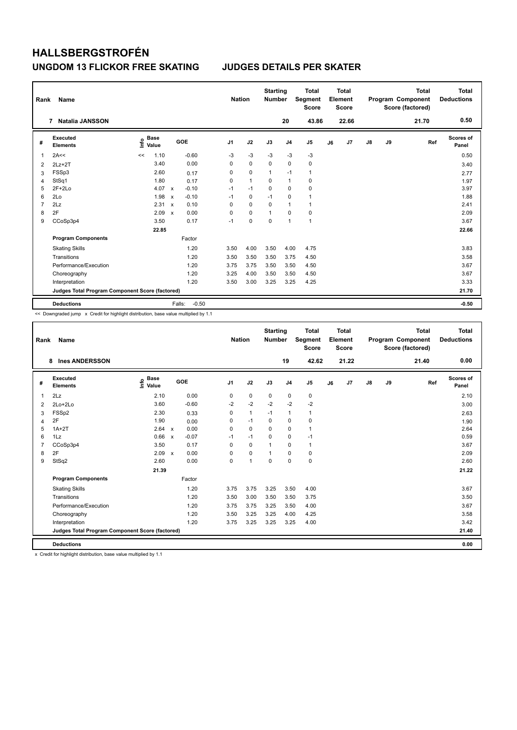# HALLSBERGSTROFÉN

## UNGDOM 13 FLICKOR FREE SKATING JUDGES DETAILS PER SKATER

| Rank | Name | Nation | Starting Number | Total Segment Score | Total Element Score | Total Program Component Score (factored) | Total Deductions |
|---|---|---|---|---|---|---|---|
| 7 | Natalia JANSSON | | 20 | 43.86 | 22.66 | 21.70 | 0.50 |

| # | Executed Elements | Info | Base Value | | GOE | J1 | J2 | J3 | J4 | J5 | J6 | J7 | J8 | J9 | Ref | Scores of Panel |
|---|---|---|---|---|---|---|---|---|---|---|---|---|---|---|---|---|
| 1 | 2A<< | << | 1.10 | | -0.60 | -3 | -3 | -3 | -3 | -3 | | | | | | 0.50 |
| 2 | 2Lz+2T | | 3.40 | | 0.00 | 0 | 0 | 0 | 0 | 0 | | | | | | 3.40 |
| 3 | FSSp3 | | 2.60 | | 0.17 | 0 | 0 | 1 | -1 | 1 | | | | | | 2.77 |
| 4 | StSq1 | | 1.80 | | 0.17 | 0 | 1 | 0 | 1 | 0 | | | | | | 1.97 |
| 5 | 2F+2Lo | | 4.07 | x | -0.10 | -1 | -1 | 0 | 0 | 0 | | | | | | 3.97 |
| 6 | 2Lo | | 1.98 | x | -0.10 | -1 | 0 | -1 | 0 | 1 | | | | | | 1.88 |
| 7 | 2Lz | | 2.31 | x | 0.10 | 0 | 0 | 0 | 1 | 1 | | | | | | 2.41 |
| 8 | 2F | | 2.09 | x | 0.00 | 0 | 0 | 1 | 0 | 0 | | | | | | 2.09 |
| 9 | CCoSp3p4 | | 3.50 | | 0.17 | -1 | 0 | 0 | 1 | 1 | | | | | | 3.67 |
| | | | 22.85 | | | | | | | | | | | | | 22.66 |
| | **Program Components** | | | | Factor | | | | | | | | | | | |
| | Skating Skills | | | | 1.20 | 3.50 | 4.00 | 3.50 | 4.00 | 4.75 | | | | | | 3.83 |
| | Transitions | | | | 1.20 | 3.50 | 3.50 | 3.50 | 3.75 | 4.50 | | | | | | 3.58 |
| | Performance/Execution | | | | 1.20 | 3.75 | 3.75 | 3.50 | 3.50 | 4.50 | | | | | | 3.67 |
| | Choreography | | | | 1.20 | 3.25 | 4.00 | 3.50 | 3.50 | 4.50 | | | | | | 3.67 |
| | Interpretation | | | | 1.20 | 3.50 | 3.00 | 3.25 | 3.25 | 4.25 | | | | | | 3.33 |
| | **Judges Total Program Component Score (factored)** | | | | | | | | | | | | | | | 21.70 |
| | **Deductions** | | | | Falls: -0.50 | | | | | | | | | | | -0.50 |

<< Downgraded jump x Credit for highlight distribution, base value multiplied by 1.1

| Rank | Name | Nation | Starting Number | Total Segment Score | Total Element Score | Total Program Component Score (factored) | Total Deductions |
|---|---|---|---|---|---|---|---|
| 8 | Ines ANDERSSON | | 19 | 42.62 | 21.22 | 21.40 | 0.00 |

| # | Executed Elements | Info | Base Value | | GOE | J1 | J2 | J3 | J4 | J5 | J6 | J7 | J8 | J9 | Ref | Scores of Panel |
|---|---|---|---|---|---|---|---|---|---|---|---|---|---|---|---|---|
| 1 | 2Lz | | 2.10 | | 0.00 | 0 | 0 | 0 | 0 | 0 | | | | | | 2.10 |
| 2 | 2Lo+2Lo | | 3.60 | | -0.60 | -2 | -2 | -2 | -2 | -2 | | | | | | 3.00 |
| 3 | FSSp2 | | 2.30 | | 0.33 | 0 | 1 | -1 | 1 | 1 | | | | | | 2.63 |
| 4 | 2F | | 1.90 | | 0.00 | 0 | -1 | 0 | 0 | 0 | | | | | | 1.90 |
| 5 | 1A+2T | | 2.64 | x | 0.00 | 0 | 0 | 0 | 0 | 1 | | | | | | 2.64 |
| 6 | 1Lz | | 0.66 | x | -0.07 | -1 | -1 | 0 | 0 | -1 | | | | | | 0.59 |
| 7 | CCoSp3p4 | | 3.50 | | 0.17 | 0 | 0 | 1 | 0 | 1 | | | | | | 3.67 |
| 8 | 2F | | 2.09 | x | 0.00 | 0 | 0 | 1 | 0 | 0 | | | | | | 2.09 |
| 9 | StSq2 | | 2.60 | | 0.00 | 0 | 1 | 0 | 0 | 0 | | | | | | 2.60 |
| | | | 21.39 | | | | | | | | | | | | | 21.22 |
| | **Program Components** | | | | Factor | | | | | | | | | | | |
| | Skating Skills | | | | 1.20 | 3.75 | 3.75 | 3.25 | 3.50 | 4.00 | | | | | | 3.67 |
| | Transitions | | | | 1.20 | 3.50 | 3.00 | 3.50 | 3.50 | 3.75 | | | | | | 3.50 |
| | Performance/Execution | | | | 1.20 | 3.75 | 3.75 | 3.25 | 3.50 | 4.00 | | | | | | 3.67 |
| | Choreography | | | | 1.20 | 3.50 | 3.25 | 3.25 | 4.00 | 4.25 | | | | | | 3.58 |
| | Interpretation | | | | 1.20 | 3.75 | 3.25 | 3.25 | 3.25 | 4.00 | | | | | | 3.42 |
| | **Judges Total Program Component Score (factored)** | | | | | | | | | | | | | | | 21.40 |
| | **Deductions** | | | | | | | | | | | | | | | 0.00 |

x Credit for highlight distribution, base value multiplied by 1.1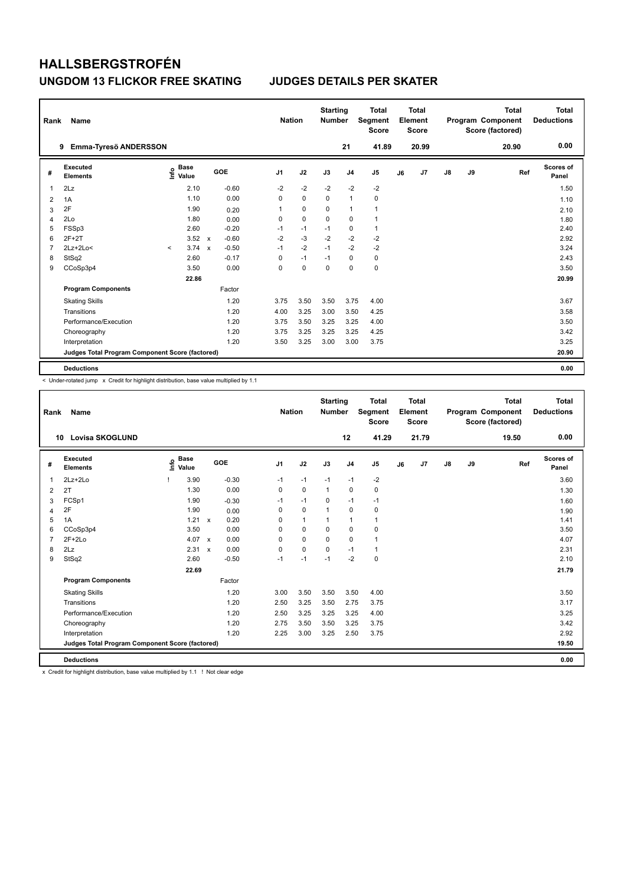# HALLSBERGSTROFÉN

## UNGDOM 13 FLICKOR FREE SKATING JUDGES DETAILS PER SKATER

| Rank | Name | Nation | Starting Number | Total Segment Score | Total Element Score | Total Program Component Score (factored) | Total Deductions |
|---|---|---|---|---|---|---|---|
| 9 | Emma-Tyresö ANDERSSON | | 21 | 41.89 | 20.99 | 20.90 | 0.00 |

| # | Executed Elements | Info | Base Value | | GOE | J1 | J2 | J3 | J4 | J5 | J6 | J7 | J8 | J9 | Ref | Scores of Panel |
|---|---|---|---|---|---|---|---|---|---|---|---|---|---|---|---|---|
| 1 | 2Lz | | 2.10 | | -0.60 | -2 | -2 | -2 | -2 | -2 | | | | | | 1.50 |
| 2 | 1A | | 1.10 | | 0.00 | 0 | 0 | 0 | 1 | 0 | | | | | | 1.10 |
| 3 | 2F | | 1.90 | | 0.20 | 1 | 0 | 0 | 1 | 1 | | | | | | 2.10 |
| 4 | 2Lo | | 1.80 | | 0.00 | 0 | 0 | 0 | 0 | 1 | | | | | | 1.80 |
| 5 | FSSp3 | | 2.60 | | -0.20 | -1 | -1 | -1 | 0 | 1 | | | | | | 2.40 |
| 6 | 2F+2T | | 3.52 | x | -0.60 | -2 | -3 | -2 | -2 | -2 | | | | | | 2.92 |
| 7 | 2Lz+2Lo< | < | 3.74 | x | -0.50 | -1 | -2 | -1 | -2 | -2 | | | | | | 3.24 |
| 8 | StSq2 | | 2.60 | | -0.17 | 0 | -1 | -1 | 0 | 0 | | | | | | 2.43 |
| 9 | CCoSp3p4 | | 3.50 | | 0.00 | 0 | 0 | 0 | 0 | 0 | | | | | | 3.50 |
| | | | 22.86 | | | | | | | | | | | | | 20.99 |
| | **Program Components** | | | | Factor | | | | | | | | | | | |
| | Skating Skills | | | | 1.20 | 3.75 | 3.50 | 3.50 | 3.75 | 4.00 | | | | | | 3.67 |
| | Transitions | | | | 1.20 | 4.00 | 3.25 | 3.00 | 3.50 | 4.25 | | | | | | 3.58 |
| | Performance/Execution | | | | 1.20 | 3.75 | 3.50 | 3.25 | 3.25 | 4.00 | | | | | | 3.50 |
| | Choreography | | | | 1.20 | 3.75 | 3.25 | 3.25 | 3.25 | 4.25 | | | | | | 3.42 |
| | Interpretation | | | | 1.20 | 3.50 | 3.25 | 3.00 | 3.00 | 3.75 | | | | | | 3.25 |
| | **Judges Total Program Component Score (factored)** | | | | | | | | | | | | | | | 20.90 |
| | **Deductions** | | | | | | | | | | | | | | | 0.00 |

< Under-rotated jump x Credit for highlight distribution, base value multiplied by 1.1

| Rank | Name | Nation | Starting Number | Total Segment Score | Total Element Score | Total Program Component Score (factored) | Total Deductions |
|---|---|---|---|---|---|---|---|
| 10 | Lovisa SKOGLUND | | 12 | 41.29 | 21.79 | 19.50 | 0.00 |

| # | Executed Elements | Info | Base Value | | GOE | J1 | J2 | J3 | J4 | J5 | J6 | J7 | J8 | J9 | Ref | Scores of Panel |
|---|---|---|---|---|---|---|---|---|---|---|---|---|---|---|---|---|
| 1 | 2Lz+2Lo | ! | 3.90 | | -0.30 | -1 | -1 | -1 | -1 | -2 | | | | | | 3.60 |
| 2 | 2T | | 1.30 | | 0.00 | 0 | 0 | 1 | 0 | 0 | | | | | | 1.30 |
| 3 | FCSp1 | | 1.90 | | -0.30 | -1 | -1 | 0 | -1 | -1 | | | | | | 1.60 |
| 4 | 2F | | 1.90 | | 0.00 | 0 | 0 | 1 | 0 | 0 | | | | | | 1.90 |
| 5 | 1A | | 1.21 | x | 0.20 | 0 | 1 | 1 | 1 | 1 | | | | | | 1.41 |
| 6 | CCoSp3p4 | | 3.50 | | 0.00 | 0 | 0 | 0 | 0 | 0 | | | | | | 3.50 |
| 7 | 2F+2Lo | | 4.07 | x | 0.00 | 0 | 0 | 0 | 0 | 1 | | | | | | 4.07 |
| 8 | 2Lz | | 2.31 | x | 0.00 | 0 | 0 | 0 | -1 | 1 | | | | | | 2.31 |
| 9 | StSq2 | | 2.60 | | -0.50 | -1 | -1 | -1 | -2 | 0 | | | | | | 2.10 |
| | | | 22.69 | | | | | | | | | | | | | 21.79 |
| | **Program Components** | | | | Factor | | | | | | | | | | | |
| | Skating Skills | | | | 1.20 | 3.00 | 3.50 | 3.50 | 3.50 | 4.00 | | | | | | 3.50 |
| | Transitions | | | | 1.20 | 2.50 | 3.25 | 3.50 | 2.75 | 3.75 | | | | | | 3.17 |
| | Performance/Execution | | | | 1.20 | 2.50 | 3.25 | 3.25 | 3.25 | 4.00 | | | | | | 3.25 |
| | Choreography | | | | 1.20 | 2.75 | 3.50 | 3.50 | 3.25 | 3.75 | | | | | | 3.42 |
| | Interpretation | | | | 1.20 | 2.25 | 3.00 | 3.25 | 2.50 | 3.75 | | | | | | 2.92 |
| | **Judges Total Program Component Score (factored)** | | | | | | | | | | | | | | | 19.50 |
| | **Deductions** | | | | | | | | | | | | | | | 0.00 |

x Credit for highlight distribution, base value multiplied by 1.1 ! Not clear edge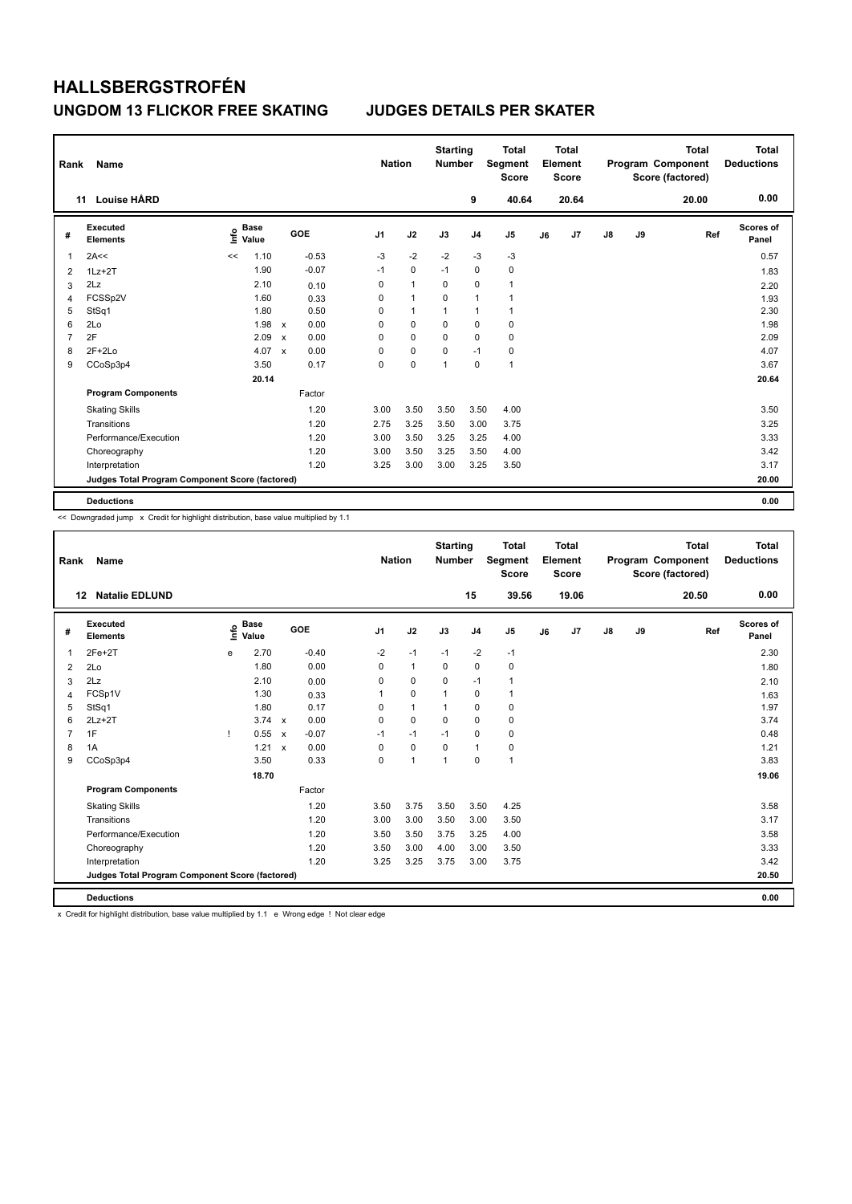# HALLSBERGSTROFÉN

## UNGDOM 13 FLICKOR FREE SKATING JUDGES DETAILS PER SKATER

| Rank | Name | Nation | Starting Number | Total Segment Score | Total Element Score | Total Program Component Score (factored) | Total Deductions |
|---|---|---|---|---|---|---|---|
| 11 | Louise HÅRD | | 9 | 40.64 | 20.64 | 20.00 | 0.00 |

| # | Executed Elements | Info | Base Value | | GOE | J1 | J2 | J3 | J4 | J5 | J6 | J7 | J8 | J9 | Ref | Scores of Panel |
|---|---|---|---|---|---|---|---|---|---|---|---|---|---|---|---|---|
| 1 | 2A<< | << | 1.10 | | -0.53 | -3 | -2 | -2 | -3 | -3 | | | | | | 0.57 |
| 2 | 1Lz+2T | | 1.90 | | -0.07 | -1 | 0 | -1 | 0 | 0 | | | | | | 1.83 |
| 3 | 2Lz | | 2.10 | | 0.10 | 0 | 1 | 0 | 0 | 1 | | | | | | 2.20 |
| 4 | FCSSp2V | | 1.60 | | 0.33 | 0 | 1 | 0 | 1 | 1 | | | | | | 1.93 |
| 5 | StSq1 | | 1.80 | | 0.50 | 0 | 1 | 1 | 1 | 1 | | | | | | 2.30 |
| 6 | 2Lo | | 1.98 | x | 0.00 | 0 | 0 | 0 | 0 | 0 | | | | | | 1.98 |
| 7 | 2F | | 2.09 | x | 0.00 | 0 | 0 | 0 | 0 | 0 | | | | | | 2.09 |
| 8 | 2F+2Lo | | 4.07 | x | 0.00 | 0 | 0 | 0 | -1 | 0 | | | | | | 4.07 |
| 9 | CCoSp3p4 | | 3.50 | | 0.17 | 0 | 0 | 1 | 0 | 1 | | | | | | 3.67 |
| | | | 20.14 | | | | | | | | | | | | | 20.64 |
| | **Program Components** | | | | Factor | | | | | | | | | | | |
| | Skating Skills | | | | 1.20 | 3.00 | 3.50 | 3.50 | 3.50 | 4.00 | | | | | | 3.50 |
| | Transitions | | | | 1.20 | 2.75 | 3.25 | 3.50 | 3.00 | 3.75 | | | | | | 3.25 |
| | Performance/Execution | | | | 1.20 | 3.00 | 3.50 | 3.25 | 3.25 | 4.00 | | | | | | 3.33 |
| | Choreography | | | | 1.20 | 3.00 | 3.50 | 3.25 | 3.50 | 4.00 | | | | | | 3.42 |
| | Interpretation | | | | 1.20 | 3.25 | 3.00 | 3.00 | 3.25 | 3.50 | | | | | | 3.17 |
| | **Judges Total Program Component Score (factored)** | | | | | | | | | | | | | | | 20.00 |
| | **Deductions** | | | | | | | | | | | | | | | 0.00 |

<< Downgraded jump x Credit for highlight distribution, base value multiplied by 1.1

| Rank | Name | Nation | Starting Number | Total Segment Score | Total Element Score | Total Program Component Score (factored) | Total Deductions |
|---|---|---|---|---|---|---|---|
| 12 | Natalie EDLUND | | 15 | 39.56 | 19.06 | 20.50 | 0.00 |

| # | Executed Elements | Info | Base Value | | GOE | J1 | J2 | J3 | J4 | J5 | J6 | J7 | J8 | J9 | Ref | Scores of Panel |
|---|---|---|---|---|---|---|---|---|---|---|---|---|---|---|---|---|
| 1 | 2Fe+2T | e | 2.70 | | -0.40 | -2 | -1 | -1 | -2 | -1 | | | | | | 2.30 |
| 2 | 2Lo | | 1.80 | | 0.00 | 0 | 1 | 0 | 0 | 0 | | | | | | 1.80 |
| 3 | 2Lz | | 2.10 | | 0.00 | 0 | 0 | 0 | -1 | 1 | | | | | | 2.10 |
| 4 | FCSp1V | | 1.30 | | 0.33 | 1 | 0 | 1 | 0 | 1 | | | | | | 1.63 |
| 5 | StSq1 | | 1.80 | | 0.17 | 0 | 1 | 1 | 0 | 0 | | | | | | 1.97 |
| 6 | 2Lz+2T | | 3.74 | x | 0.00 | 0 | 0 | 0 | 0 | 0 | | | | | | 3.74 |
| 7 | 1F | ! | 0.55 | x | -0.07 | -1 | -1 | -1 | 0 | 0 | | | | | | 0.48 |
| 8 | 1A | | 1.21 | x | 0.00 | 0 | 0 | 0 | 1 | 0 | | | | | | 1.21 |
| 9 | CCoSp3p4 | | 3.50 | | 0.33 | 0 | 1 | 1 | 0 | 1 | | | | | | 3.83 |
| | | | 18.70 | | | | | | | | | | | | | 19.06 |
| | **Program Components** | | | | Factor | | | | | | | | | | | |
| | Skating Skills | | | | 1.20 | 3.50 | 3.75 | 3.50 | 3.50 | 4.25 | | | | | | 3.58 |
| | Transitions | | | | 1.20 | 3.00 | 3.00 | 3.50 | 3.00 | 3.50 | | | | | | 3.17 |
| | Performance/Execution | | | | 1.20 | 3.50 | 3.50 | 3.75 | 3.25 | 4.00 | | | | | | 3.58 |
| | Choreography | | | | 1.20 | 3.50 | 3.00 | 4.00 | 3.00 | 3.50 | | | | | | 3.33 |
| | Interpretation | | | | 1.20 | 3.25 | 3.25 | 3.75 | 3.00 | 3.75 | | | | | | 3.42 |
| | **Judges Total Program Component Score (factored)** | | | | | | | | | | | | | | | 20.50 |
| | **Deductions** | | | | | | | | | | | | | | | 0.00 |

x Credit for highlight distribution, base value multiplied by 1.1 e Wrong edge ! Not clear edge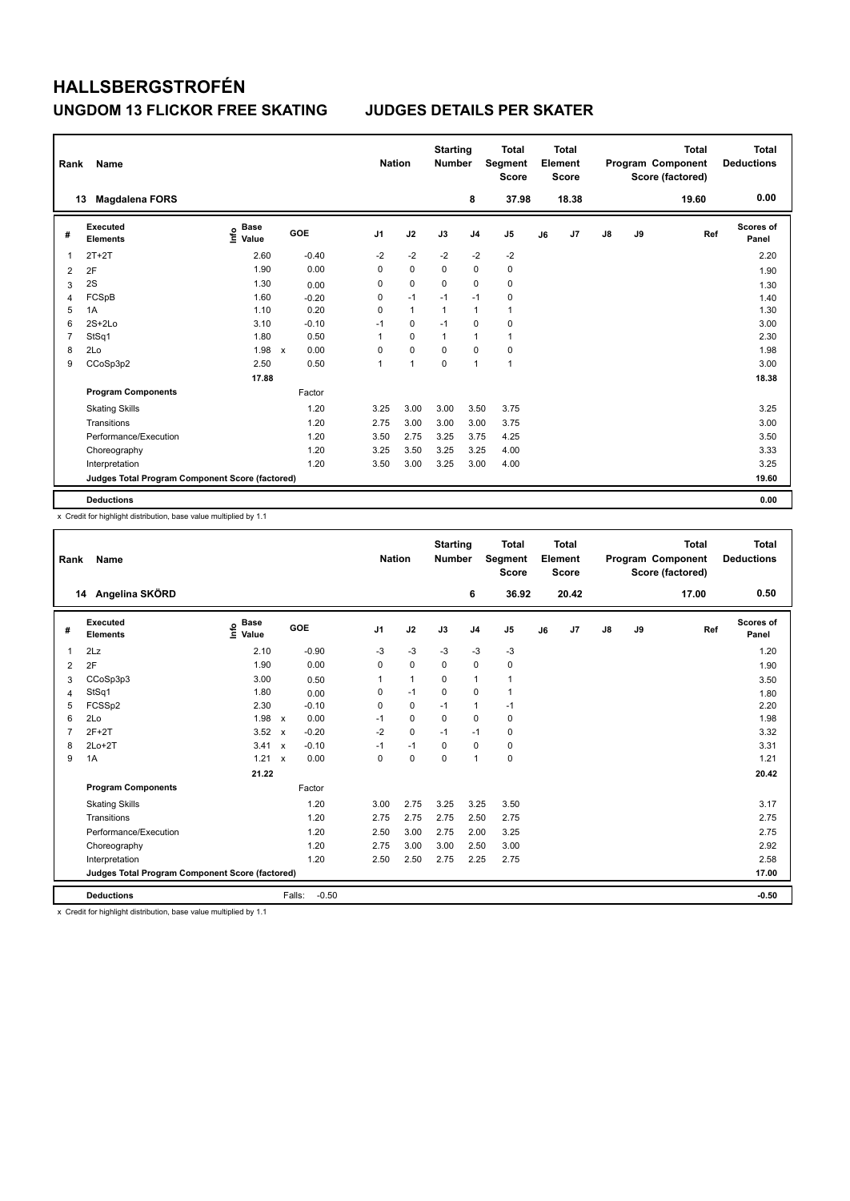# HALLSBERGSTROFÉN

## UNGDOM 13 FLICKOR FREE SKATING JUDGES DETAILS PER SKATER

| Rank | Name | Nation | Starting Number | Total Segment Score | Total Element Score | Total Program Component Score (factored) | Total Deductions |
|---|---|---|---|---|---|---|---|
| 13 | Magdalena FORS | | 8 | 37.98 | 18.38 | 19.60 | 0.00 |

| # | Executed Elements | Info | Base Value | | GOE | J1 | J2 | J3 | J4 | J5 | J6 | J7 | J8 | J9 | Ref | Scores of Panel |
|---|---|---|---|---|---|---|---|---|---|---|---|---|---|---|---|---|
| 1 | 2T+2T | | 2.60 | | -0.40 | -2 | -2 | -2 | -2 | -2 | | | | | | 2.20 |
| 2 | 2F | | 1.90 | | 0.00 | 0 | 0 | 0 | 0 | 0 | | | | | | 1.90 |
| 3 | 2S | | 1.30 | | 0.00 | 0 | 0 | 0 | 0 | 0 | | | | | | 1.30 |
| 4 | FCSpB | | 1.60 | | -0.20 | 0 | -1 | -1 | -1 | 0 | | | | | | 1.40 |
| 5 | 1A | | 1.10 | | 0.20 | 0 | 1 | 1 | 1 | 1 | | | | | | 1.30 |
| 6 | 2S+2Lo | | 3.10 | | -0.10 | -1 | 0 | -1 | 0 | 0 | | | | | | 3.00 |
| 7 | StSq1 | | 1.80 | | 0.50 | 1 | 0 | 1 | 1 | 1 | | | | | | 2.30 |
| 8 | 2Lo | | 1.98 | x | 0.00 | 0 | 0 | 0 | 0 | 0 | | | | | | 1.98 |
| 9 | CCoSp3p2 | | 2.50 | | 0.50 | 1 | 1 | 0 | 1 | 1 | | | | | | 3.00 |
| | | | 17.88 | | | | | | | | | | | | | 18.38 |
| | **Program Components** | | | | Factor | | | | | | | | | | | |
| | Skating Skills | | | | 1.20 | 3.25 | 3.00 | 3.00 | 3.50 | 3.75 | | | | | | 3.25 |
| | Transitions | | | | 1.20 | 2.75 | 3.00 | 3.00 | 3.00 | 3.75 | | | | | | 3.00 |
| | Performance/Execution | | | | 1.20 | 3.50 | 2.75 | 3.25 | 3.75 | 4.25 | | | | | | 3.50 |
| | Choreography | | | | 1.20 | 3.25 | 3.50 | 3.25 | 3.25 | 4.00 | | | | | | 3.33 |
| | Interpretation | | | | 1.20 | 3.50 | 3.00 | 3.25 | 3.00 | 4.00 | | | | | | 3.25 |
| | **Judges Total Program Component Score (factored)** | | | | | | | | | | | | | | | 19.60 |
| | **Deductions** | | | | | | | | | | | | | | | 0.00 |

x Credit for highlight distribution, base value multiplied by 1.1

| Rank | Name | Nation | Starting Number | Total Segment Score | Total Element Score | Total Program Component Score (factored) | Total Deductions |
|---|---|---|---|---|---|---|---|
| 14 | Angelina SKÖRD | | 6 | 36.92 | 20.42 | 17.00 | 0.50 |

| # | Executed Elements | Info | Base Value | | GOE | J1 | J2 | J3 | J4 | J5 | J6 | J7 | J8 | J9 | Ref | Scores of Panel |
|---|---|---|---|---|---|---|---|---|---|---|---|---|---|---|---|---|
| 1 | 2Lz | | 2.10 | | -0.90 | -3 | -3 | -3 | -3 | -3 | | | | | | 1.20 |
| 2 | 2F | | 1.90 | | 0.00 | 0 | 0 | 0 | 0 | 0 | | | | | | 1.90 |
| 3 | CCoSp3p3 | | 3.00 | | 0.50 | 1 | 1 | 0 | 1 | 1 | | | | | | 3.50 |
| 4 | StSq1 | | 1.80 | | 0.00 | 0 | -1 | 0 | 0 | 1 | | | | | | 1.80 |
| 5 | FCSSp2 | | 2.30 | | -0.10 | 0 | 0 | -1 | 1 | -1 | | | | | | 2.20 |
| 6 | 2Lo | | 1.98 | x | 0.00 | -1 | 0 | 0 | 0 | 0 | | | | | | 1.98 |
| 7 | 2F+2T | | 3.52 | x | -0.20 | -2 | 0 | -1 | -1 | 0 | | | | | | 3.32 |
| 8 | 2Lo+2T | | 3.41 | x | -0.10 | -1 | -1 | 0 | 0 | 0 | | | | | | 3.31 |
| 9 | 1A | | 1.21 | x | 0.00 | 0 | 0 | 0 | 1 | 0 | | | | | | 1.21 |
| | | | 21.22 | | | | | | | | | | | | | 20.42 |
| | **Program Components** | | | | Factor | | | | | | | | | | | |
| | Skating Skills | | | | 1.20 | 3.00 | 2.75 | 3.25 | 3.25 | 3.50 | | | | | | 3.17 |
| | Transitions | | | | 1.20 | 2.75 | 2.75 | 2.75 | 2.50 | 2.75 | | | | | | 2.75 |
| | Performance/Execution | | | | 1.20 | 2.50 | 3.00 | 2.75 | 2.00 | 3.25 | | | | | | 2.75 |
| | Choreography | | | | 1.20 | 2.75 | 3.00 | 3.00 | 2.50 | 3.00 | | | | | | 2.92 |
| | Interpretation | | | | 1.20 | 2.50 | 2.50 | 2.75 | 2.25 | 2.75 | | | | | | 2.58 |
| | **Judges Total Program Component Score (factored)** | | | | | | | | | | | | | | | 17.00 |
| | **Deductions** | | | | Falls: -0.50 | | | | | | | | | | | -0.50 |

x Credit for highlight distribution, base value multiplied by 1.1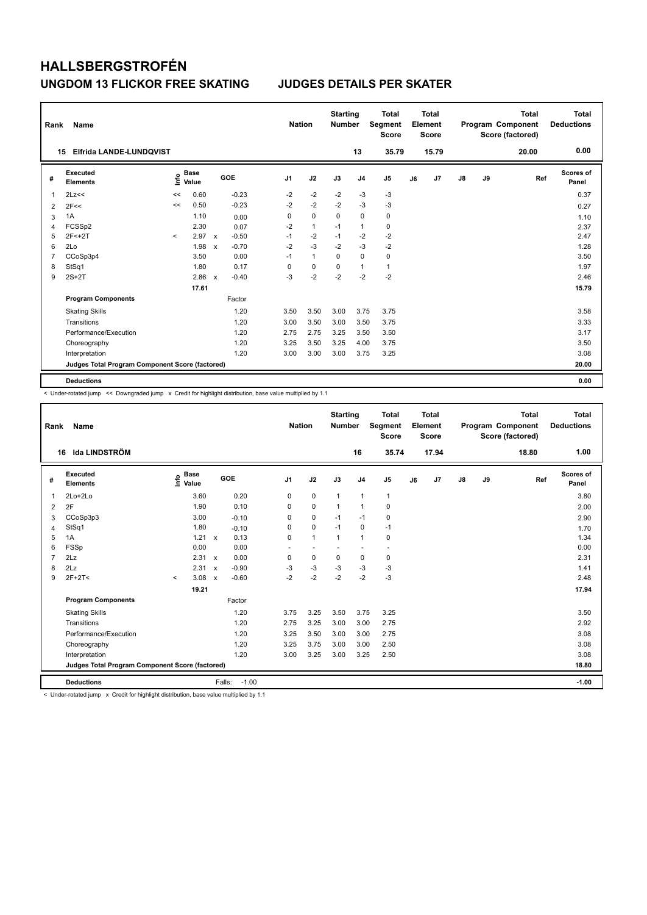# HALLSBERGSTROFÉN

## UNGDOM 13 FLICKOR FREE SKATING JUDGES DETAILS PER SKATER

| Rank | Name | Nation | Starting Number | Total Segment Score | Total Element Score | Total Program Component Score (factored) | Total Deductions |
|---|---|---|---|---|---|---|---|
| 15 | Elfrida LANDE-LUNDQVIST | | 13 | 35.79 | 15.79 | 20.00 | 0.00 |

| # | Executed Elements | Info | Base Value | | GOE | J1 | J2 | J3 | J4 | J5 | J6 | J7 | J8 | J9 | Ref | Scores of Panel |
|---|---|---|---|---|---|---|---|---|---|---|---|---|---|---|---|---|
| 1 | 2Lz<< | << | 0.60 | | -0.23 | -2 | -2 | -2 | -3 | -3 | | | | | | 0.37 |
| 2 | 2F<< | << | 0.50 | | -0.23 | -2 | -2 | -2 | -3 | -3 | | | | | | 0.27 |
| 3 | 1A | | 1.10 | | 0.00 | 0 | 0 | 0 | 0 | 0 | | | | | | 1.10 |
| 4 | FCSSp2 | | 2.30 | | 0.07 | -2 | 1 | -1 | 1 | 0 | | | | | | 2.37 |
| 5 | 2F<+2T | < | 2.97 | x | -0.50 | -1 | -2 | -1 | -2 | -2 | | | | | | 2.47 |
| 6 | 2Lo | | 1.98 | x | -0.70 | -2 | -3 | -2 | -3 | -2 | | | | | | 1.28 |
| 7 | CCoSp3p4 | | 3.50 | | 0.00 | -1 | 1 | 0 | 0 | 0 | | | | | | 3.50 |
| 8 | StSq1 | | 1.80 | | 0.17 | 0 | 0 | 0 | 1 | 1 | | | | | | 1.97 |
| 9 | 2S+2T | | 2.86 | x | -0.40 | -3 | -2 | -2 | -2 | -2 | | | | | | 2.46 |
| | | | 17.61 | | | | | | | | | | | | | 15.79 |
| | **Program Components** | | | | Factor | | | | | | | | | | | |
| | Skating Skills | | | | 1.20 | 3.50 | 3.50 | 3.00 | 3.75 | 3.75 | | | | | | 3.58 |
| | Transitions | | | | 1.20 | 3.00 | 3.50 | 3.00 | 3.50 | 3.75 | | | | | | 3.33 |
| | Performance/Execution | | | | 1.20 | 2.75 | 2.75 | 3.25 | 3.50 | 3.50 | | | | | | 3.17 |
| | Choreography | | | | 1.20 | 3.25 | 3.50 | 3.25 | 4.00 | 3.75 | | | | | | 3.50 |
| | Interpretation | | | | 1.20 | 3.00 | 3.00 | 3.00 | 3.75 | 3.25 | | | | | | 3.08 |
| | **Judges Total Program Component Score (factored)** | | | | | | | | | | | | | | | 20.00 |
| | **Deductions** | | | | | | | | | | | | | | | 0.00 |

< Under-rotated jump << Downgraded jump x Credit for highlight distribution, base value multiplied by 1.1

| Rank | Name | Nation | Starting Number | Total Segment Score | Total Element Score | Total Program Component Score (factored) | Total Deductions |
|---|---|---|---|---|---|---|---|
| 16 | Ida LINDSTRÖM | | 16 | 35.74 | 17.94 | 18.80 | 1.00 |

| # | Executed Elements | Info | Base Value | | GOE | J1 | J2 | J3 | J4 | J5 | J6 | J7 | J8 | J9 | Ref | Scores of Panel |
|---|---|---|---|---|---|---|---|---|---|---|---|---|---|---|---|---|
| 1 | 2Lo+2Lo | | 3.60 | | 0.20 | 0 | 0 | 1 | 1 | 1 | | | | | | 3.80 |
| 2 | 2F | | 1.90 | | 0.10 | 0 | 0 | 1 | 1 | 0 | | | | | | 2.00 |
| 3 | CCoSp3p3 | | 3.00 | | -0.10 | 0 | 0 | -1 | -1 | 0 | | | | | | 2.90 |
| 4 | StSq1 | | 1.80 | | -0.10 | 0 | 0 | -1 | 0 | -1 | | | | | | 1.70 |
| 5 | 1A | | 1.21 | x | 0.13 | 0 | 1 | 1 | 1 | 0 | | | | | | 1.34 |
| 6 | FSSp | | 0.00 | | 0.00 | - | - | - | - | - | | | | | | 0.00 |
| 7 | 2Lz | | 2.31 | x | 0.00 | 0 | 0 | 0 | 0 | 0 | | | | | | 2.31 |
| 8 | 2Lz | | 2.31 | x | -0.90 | -3 | -3 | -3 | -3 | -3 | | | | | | 1.41 |
| 9 | 2F+2T< | < | 3.08 | x | -0.60 | -2 | -2 | -2 | -2 | -3 | | | | | | 2.48 |
| | | | 19.21 | | | | | | | | | | | | | 17.94 |
| | **Program Components** | | | | Factor | | | | | | | | | | | |
| | Skating Skills | | | | 1.20 | 3.75 | 3.25 | 3.50 | 3.75 | 3.25 | | | | | | 3.50 |
| | Transitions | | | | 1.20 | 2.75 | 3.25 | 3.00 | 3.00 | 2.75 | | | | | | 2.92 |
| | Performance/Execution | | | | 1.20 | 3.25 | 3.50 | 3.00 | 3.00 | 2.75 | | | | | | 3.08 |
| | Choreography | | | | 1.20 | 3.25 | 3.75 | 3.00 | 3.00 | 2.50 | | | | | | 3.08 |
| | Interpretation | | | | 1.20 | 3.00 | 3.25 | 3.00 | 3.25 | 2.50 | | | | | | 3.08 |
| | **Judges Total Program Component Score (factored)** | | | | | | | | | | | | | | | 18.80 |
| | **Deductions** | | | Falls: | -1.00 | | | | | | | | | | | -1.00 |

< Under-rotated jump x Credit for highlight distribution, base value multiplied by 1.1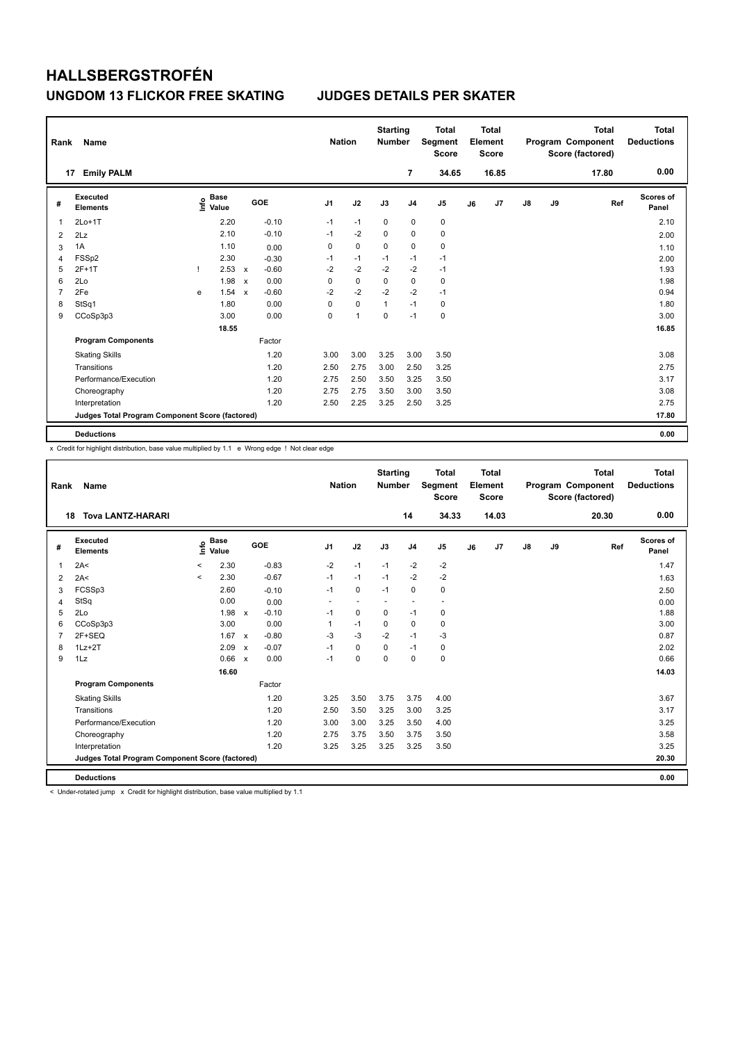# HALLSBERGSTROFÉN

## UNGDOM 13 FLICKOR FREE SKATING JUDGES DETAILS PER SKATER

| Rank | Name | Nation | Starting Number | Total Segment Score | Total Element Score | Total Program Component Score (factored) | Total Deductions |
|---|---|---|---|---|---|---|---|
| 17 | Emily PALM | | 7 | 34.65 | 16.85 | 17.80 | 0.00 |

| # | Executed Elements | Info | Base Value | | GOE | J1 | J2 | J3 | J4 | J5 | J6 | J7 | J8 | J9 | Ref | Scores of Panel |
|---|---|---|---|---|---|---|---|---|---|---|---|---|---|---|---|---|
| 1 | 2Lo+1T | | 2.20 | | -0.10 | -1 | -1 | 0 | 0 | 0 | | | | | | 2.10 |
| 2 | 2Lz | | 2.10 | | -0.10 | -1 | -2 | 0 | 0 | 0 | | | | | | 2.00 |
| 3 | 1A | | 1.10 | | 0.00 | 0 | 0 | 0 | 0 | 0 | | | | | | 1.10 |
| 4 | FSSp2 | | 2.30 | | -0.30 | -1 | -1 | -1 | -1 | -1 | | | | | | 2.00 |
| 5 | 2F+1T | ! | 2.53 | x | -0.60 | -2 | -2 | -2 | -2 | -1 | | | | | | 1.93 |
| 6 | 2Lo | | 1.98 | x | 0.00 | 0 | 0 | 0 | 0 | 0 | | | | | | 1.98 |
| 7 | 2Fe | e | 1.54 | x | -0.60 | -2 | -2 | -2 | -2 | -1 | | | | | | 0.94 |
| 8 | StSq1 | | 1.80 | | 0.00 | 0 | 0 | 1 | -1 | 0 | | | | | | 1.80 |
| 9 | CCoSp3p3 | | 3.00 | | 0.00 | 0 | 1 | 0 | -1 | 0 | | | | | | 3.00 |
| | | | 18.55 | | | | | | | | | | | | | 16.85 |
| | **Program Components** | | | | Factor | | | | | | | | | | | |
| | Skating Skills | | | | 1.20 | 3.00 | 3.00 | 3.25 | 3.00 | 3.50 | | | | | | 3.08 |
| | Transitions | | | | 1.20 | 2.50 | 2.75 | 3.00 | 2.50 | 3.25 | | | | | | 2.75 |
| | Performance/Execution | | | | 1.20 | 2.75 | 2.50 | 3.50 | 3.25 | 3.50 | | | | | | 3.17 |
| | Choreography | | | | 1.20 | 2.75 | 2.75 | 3.50 | 3.00 | 3.50 | | | | | | 3.08 |
| | Interpretation | | | | 1.20 | 2.50 | 2.25 | 3.25 | 2.50 | 3.25 | | | | | | 2.75 |
| | Judges Total Program Component Score (factored) | | | | | | | | | | | | | | | 17.80 |
| | **Deductions** | | | | | | | | | | | | | | | 0.00 |

x Credit for highlight distribution, base value multiplied by 1.1 e Wrong edge ! Not clear edge

| Rank | Name | Nation | Starting Number | Total Segment Score | Total Element Score | Total Program Component Score (factored) | Total Deductions |
|---|---|---|---|---|---|---|---|
| 18 | Tova LANTZ-HARARI | | 14 | 34.33 | 14.03 | 20.30 | 0.00 |

| # | Executed Elements | Info | Base Value | | GOE | J1 | J2 | J3 | J4 | J5 | J6 | J7 | J8 | J9 | Ref | Scores of Panel |
|---|---|---|---|---|---|---|---|---|---|---|---|---|---|---|---|---|
| 1 | 2A< | < | 2.30 | | -0.83 | -2 | -1 | -1 | -2 | -2 | | | | | | 1.47 |
| 2 | 2A< | < | 2.30 | | -0.67 | -1 | -1 | -1 | -2 | -2 | | | | | | 1.63 |
| 3 | FCSSp3 | | 2.60 | | -0.10 | -1 | 0 | -1 | 0 | 0 | | | | | | 2.50 |
| 4 | StSq | | 0.00 | | 0.00 | - | - | - | - | - | | | | | | 0.00 |
| 5 | 2Lo | | 1.98 | x | -0.10 | -1 | 0 | 0 | -1 | 0 | | | | | | 1.88 |
| 6 | CCoSp3p3 | | 3.00 | | 0.00 | 1 | -1 | 0 | 0 | 0 | | | | | | 3.00 |
| 7 | 2F+SEQ | | 1.67 | x | -0.80 | -3 | -3 | -2 | -1 | -3 | | | | | | 0.87 |
| 8 | 1Lz+2T | | 2.09 | x | -0.07 | -1 | 0 | 0 | -1 | 0 | | | | | | 2.02 |
| 9 | 1Lz | | 0.66 | x | 0.00 | -1 | 0 | 0 | 0 | 0 | | | | | | 0.66 |
| | | | 16.60 | | | | | | | | | | | | | 14.03 |
| | **Program Components** | | | | Factor | | | | | | | | | | | |
| | Skating Skills | | | | 1.20 | 3.25 | 3.50 | 3.75 | 3.75 | 4.00 | | | | | | 3.67 |
| | Transitions | | | | 1.20 | 2.50 | 3.50 | 3.25 | 3.00 | 3.25 | | | | | | 3.17 |
| | Performance/Execution | | | | 1.20 | 3.00 | 3.00 | 3.25 | 3.50 | 4.00 | | | | | | 3.25 |
| | Choreography | | | | 1.20 | 2.75 | 3.75 | 3.50 | 3.75 | 3.50 | | | | | | 3.58 |
| | Interpretation | | | | 1.20 | 3.25 | 3.25 | 3.25 | 3.25 | 3.50 | | | | | | 3.25 |
| | Judges Total Program Component Score (factored) | | | | | | | | | | | | | | | 20.30 |
| | **Deductions** | | | | | | | | | | | | | | | 0.00 |

< Under-rotated jump x Credit for highlight distribution, base value multiplied by 1.1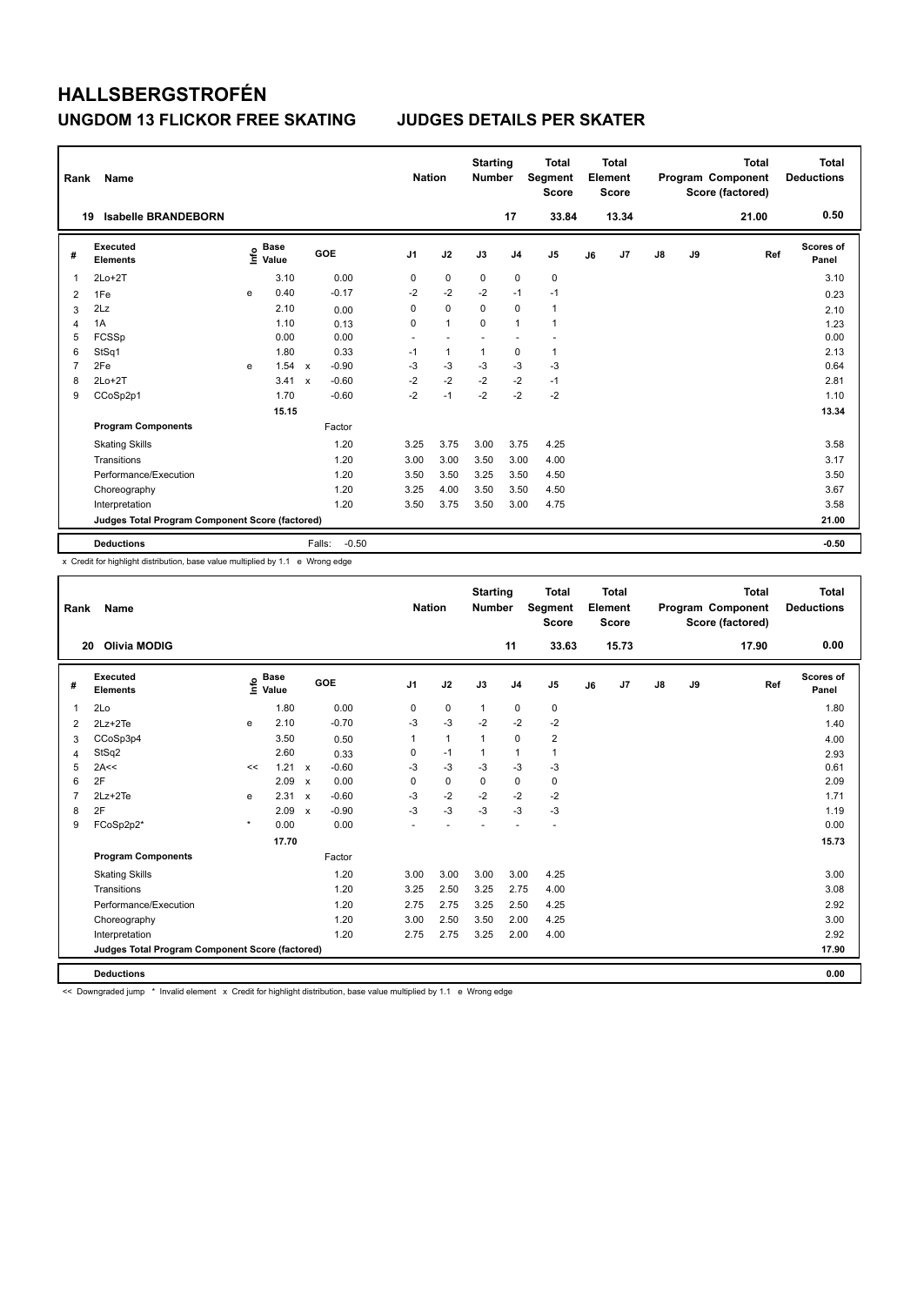# HALLSBERGSTROFÉN

## UNGDOM 13 FLICKOR FREE SKATING JUDGES DETAILS PER SKATER

| Rank | Name | Nation | Starting Number | Total Segment Score | Total Element Score | Total Program Component Score (factored) | Total Deductions |
|---|---|---|---|---|---|---|---|
| 19 | Isabelle BRANDEBORN | | 17 | 33.84 | 13.34 | 21.00 | 0.50 |

| # | Executed Elements | Info | Base Value | | GOE | J1 | J2 | J3 | J4 | J5 | J6 | J7 | J8 | J9 | Ref | Scores of Panel |
|---|---|---|---|---|---|---|---|---|---|---|---|---|---|---|---|---|
| 1 | 2Lo+2T | | 3.10 | | 0.00 | 0 | 0 | 0 | 0 | 0 | | | | | | 3.10 |
| 2 | 1Fe | e | 0.40 | | -0.17 | -2 | -2 | -2 | -1 | -1 | | | | | | 0.23 |
| 3 | 2Lz | | 2.10 | | 0.00 | 0 | 0 | 0 | 0 | 1 | | | | | | 2.10 |
| 4 | 1A | | 1.10 | | 0.13 | 0 | 1 | 0 | 1 | 1 | | | | | | 1.23 |
| 5 | FCSSp | | 0.00 | | 0.00 | - | - | - | - | - | | | | | | 0.00 |
| 6 | StSq1 | | 1.80 | | 0.33 | -1 | 1 | 1 | 0 | 1 | | | | | | 2.13 |
| 7 | 2Fe | e | 1.54 | x | -0.90 | -3 | -3 | -3 | -3 | -3 | | | | | | 0.64 |
| 8 | 2Lo+2T | | 3.41 | x | -0.60 | -2 | -2 | -2 | -2 | -1 | | | | | | 2.81 |
| 9 | CCoSp2p1 | | 1.70 | | -0.60 | -2 | -1 | -2 | -2 | -2 | | | | | | 1.10 |
| | | | 15.15 | | | | | | | | | | | | | 13.34 |
| | **Program Components** | | | | Factor | | | | | | | | | | | |
| | Skating Skills | | | | 1.20 | 3.25 | 3.75 | 3.00 | 3.75 | 4.25 | | | | | | 3.58 |
| | Transitions | | | | 1.20 | 3.00 | 3.00 | 3.50 | 3.00 | 4.00 | | | | | | 3.17 |
| | Performance/Execution | | | | 1.20 | 3.50 | 3.50 | 3.25 | 3.50 | 4.50 | | | | | | 3.50 |
| | Choreography | | | | 1.20 | 3.25 | 4.00 | 3.50 | 3.50 | 4.50 | | | | | | 3.67 |
| | Interpretation | | | | 1.20 | 3.50 | 3.75 | 3.50 | 3.00 | 4.75 | | | | | | 3.58 |
| | Judges Total Program Component Score (factored) | | | | | | | | | | | | | | | 21.00 |
| | **Deductions** | | | | Falls: -0.50 | | | | | | | | | | | -0.50 |

x Credit for highlight distribution, base value multiplied by 1.1 e Wrong edge

| Rank | Name | Nation | Starting Number | Total Segment Score | Total Element Score | Total Program Component Score (factored) | Total Deductions |
|---|---|---|---|---|---|---|---|
| 20 | Olivia MODIG | | 11 | 33.63 | 15.73 | 17.90 | 0.00 |

| # | Executed Elements | Info | Base Value | | GOE | J1 | J2 | J3 | J4 | J5 | J6 | J7 | J8 | J9 | Ref | Scores of Panel |
|---|---|---|---|---|---|---|---|---|---|---|---|---|---|---|---|---|
| 1 | 2Lo | | 1.80 | | 0.00 | 0 | 0 | 1 | 0 | 0 | | | | | | 1.80 |
| 2 | 2Lz+2Te | e | 2.10 | | -0.70 | -3 | -3 | -2 | -2 | -2 | | | | | | 1.40 |
| 3 | CCoSp3p4 | | 3.50 | | 0.50 | 1 | 1 | 1 | 0 | 2 | | | | | | 4.00 |
| 4 | StSq2 | | 2.60 | | 0.33 | 0 | -1 | 1 | 1 | 1 | | | | | | 2.93 |
| 5 | 2A<< | << | 1.21 | x | -0.60 | -3 | -3 | -3 | -3 | -3 | | | | | | 0.61 |
| 6 | 2F | | 2.09 | x | 0.00 | 0 | 0 | 0 | 0 | 0 | | | | | | 2.09 |
| 7 | 2Lz+2Te | e | 2.31 | x | -0.60 | -3 | -2 | -2 | -2 | -2 | | | | | | 1.71 |
| 8 | 2F | | 2.09 | x | -0.90 | -3 | -3 | -3 | -3 | -3 | | | | | | 1.19 |
| 9 | FCoSp2p2* | * | 0.00 | | 0.00 | - | - | - | - | - | | | | | | 0.00 |
| | | | 17.70 | | | | | | | | | | | | | 15.73 |
| | **Program Components** | | | | Factor | | | | | | | | | | | |
| | Skating Skills | | | | 1.20 | 3.00 | 3.00 | 3.00 | 3.00 | 4.25 | | | | | | 3.00 |
| | Transitions | | | | 1.20 | 3.25 | 2.50 | 3.25 | 2.75 | 4.00 | | | | | | 3.08 |
| | Performance/Execution | | | | 1.20 | 2.75 | 2.75 | 3.25 | 2.50 | 4.25 | | | | | | 2.92 |
| | Choreography | | | | 1.20 | 3.00 | 2.50 | 3.50 | 2.00 | 4.25 | | | | | | 3.00 |
| | Interpretation | | | | 1.20 | 2.75 | 2.75 | 3.25 | 2.00 | 4.00 | | | | | | 2.92 |
| | Judges Total Program Component Score (factored) | | | | | | | | | | | | | | | 17.90 |
| | **Deductions** | | | | | | | | | | | | | | | 0.00 |

<< Downgraded jump * Invalid element x Credit for highlight distribution, base value multiplied by 1.1 e Wrong edge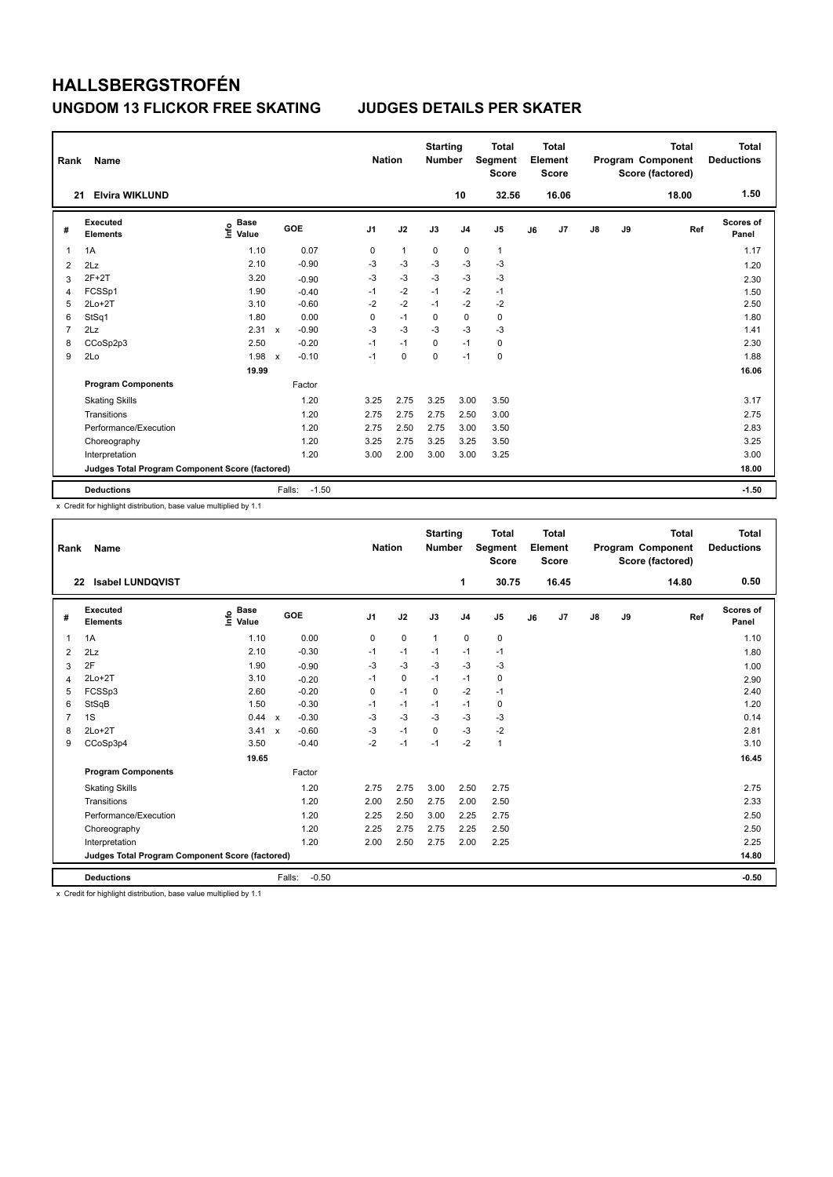# HALLSBERGSTROFÉN

## UNGDOM 13 FLICKOR FREE SKATING JUDGES DETAILS PER SKATER

| Rank | Name | Nation | Starting Number | Total Segment Score | Total Element Score | Total Program Component Score (factored) | Total Deductions |
|---|---|---|---|---|---|---|---|
| 21 | Elvira WIKLUND | | 10 | 32.56 | 16.06 | 18.00 | 1.50 |

| # | Executed Elements | Info | Base Value | | GOE | J1 | J2 | J3 | J4 | J5 | J6 | J7 | J8 | J9 | Ref | Scores of Panel |
|---|---|---|---|---|---|---|---|---|---|---|---|---|---|---|---|---|
| 1 | 1A | | 1.10 | | 0.07 | 0 | 1 | 0 | 0 | 1 | | | | | | 1.17 |
| 2 | 2Lz | | 2.10 | | -0.90 | -3 | -3 | -3 | -3 | -3 | | | | | | 1.20 |
| 3 | 2F+2T | | 3.20 | | -0.90 | -3 | -3 | -3 | -3 | -3 | | | | | | 2.30 |
| 4 | FCSSp1 | | 1.90 | | -0.40 | -1 | -2 | -1 | -2 | -1 | | | | | | 1.50 |
| 5 | 2Lo+2T | | 3.10 | | -0.60 | -2 | -2 | -1 | -2 | -2 | | | | | | 2.50 |
| 6 | StSq1 | | 1.80 | | 0.00 | 0 | -1 | 0 | 0 | 0 | | | | | | 1.80 |
| 7 | 2Lz | | 2.31 | x | -0.90 | -3 | -3 | -3 | -3 | -3 | | | | | | 1.41 |
| 8 | CCoSp2p3 | | 2.50 | | -0.20 | -1 | -1 | 0 | -1 | 0 | | | | | | 2.30 |
| 9 | 2Lo | | 1.98 | x | -0.10 | -1 | 0 | 0 | -1 | 0 | | | | | | 1.88 |
| | | | 19.99 | | | | | | | | | | | | | 16.06 |
| | **Program Components** | | | | Factor | | | | | | | | | | | |
| | Skating Skills | | | | 1.20 | 3.25 | 2.75 | 3.25 | 3.00 | 3.50 | | | | | | 3.17 |
| | Transitions | | | | 1.20 | 2.75 | 2.75 | 2.75 | 2.50 | 3.00 | | | | | | 2.75 |
| | Performance/Execution | | | | 1.20 | 2.75 | 2.50 | 2.75 | 3.00 | 3.50 | | | | | | 2.83 |
| | Choreography | | | | 1.20 | 3.25 | 2.75 | 3.25 | 3.25 | 3.50 | | | | | | 3.25 |
| | Interpretation | | | | 1.20 | 3.00 | 2.00 | 3.00 | 3.00 | 3.25 | | | | | | 3.00 |
| | **Judges Total Program Component Score (factored)** | | | | | | | | | | | | | | | 18.00 |
| | **Deductions** | | | Falls: | -1.50 | | | | | | | | | | | -1.50 |

x Credit for highlight distribution, base value multiplied by 1.1

| Rank | Name | Nation | Starting Number | Total Segment Score | Total Element Score | Total Program Component Score (factored) | Total Deductions |
|---|---|---|---|---|---|---|---|
| 22 | Isabel LUNDQVIST | | 1 | 30.75 | 16.45 | 14.80 | 0.50 |

| # | Executed Elements | Info | Base Value | | GOE | J1 | J2 | J3 | J4 | J5 | J6 | J7 | J8 | J9 | Ref | Scores of Panel |
|---|---|---|---|---|---|---|---|---|---|---|---|---|---|---|---|---|
| 1 | 1A | | 1.10 | | 0.00 | 0 | 0 | 1 | 0 | 0 | | | | | | 1.10 |
| 2 | 2Lz | | 2.10 | | -0.30 | -1 | -1 | -1 | -1 | -1 | | | | | | 1.80 |
| 3 | 2F | | 1.90 | | -0.90 | -3 | -3 | -3 | -3 | -3 | | | | | | 1.00 |
| 4 | 2Lo+2T | | 3.10 | | -0.20 | -1 | 0 | -1 | -1 | 0 | | | | | | 2.90 |
| 5 | FCSSp3 | | 2.60 | | -0.20 | 0 | -1 | 0 | -2 | -1 | | | | | | 2.40 |
| 6 | StSqB | | 1.50 | | -0.30 | -1 | -1 | -1 | -1 | 0 | | | | | | 1.20 |
| 7 | 1S | | 0.44 | x | -0.30 | -3 | -3 | -3 | -3 | -3 | | | | | | 0.14 |
| 8 | 2Lo+2T | | 3.41 | x | -0.60 | -3 | -1 | 0 | -3 | -2 | | | | | | 2.81 |
| 9 | CCoSp3p4 | | 3.50 | | -0.40 | -2 | -1 | -1 | -2 | 1 | | | | | | 3.10 |
| | | | 19.65 | | | | | | | | | | | | | 16.45 |
| | **Program Components** | | | | Factor | | | | | | | | | | | |
| | Skating Skills | | | | 1.20 | 2.75 | 2.75 | 3.00 | 2.50 | 2.75 | | | | | | 2.75 |
| | Transitions | | | | 1.20 | 2.00 | 2.50 | 2.75 | 2.00 | 2.50 | | | | | | 2.33 |
| | Performance/Execution | | | | 1.20 | 2.25 | 2.50 | 3.00 | 2.25 | 2.75 | | | | | | 2.50 |
| | Choreography | | | | 1.20 | 2.25 | 2.75 | 2.75 | 2.25 | 2.50 | | | | | | 2.50 |
| | Interpretation | | | | 1.20 | 2.00 | 2.50 | 2.75 | 2.00 | 2.25 | | | | | | 2.25 |
| | **Judges Total Program Component Score (factored)** | | | | | | | | | | | | | | | 14.80 |
| | **Deductions** | | | Falls: | -0.50 | | | | | | | | | | | -0.50 |

x Credit for highlight distribution, base value multiplied by 1.1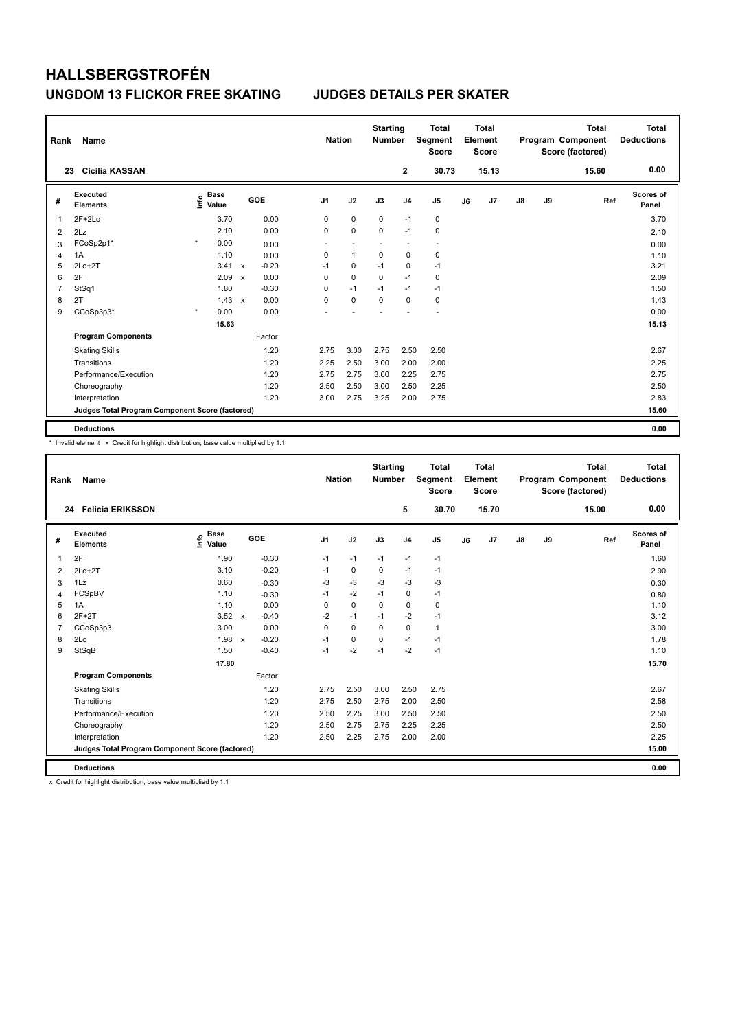# HALLSBERGSTROFÉN

## UNGDOM 13 FLICKOR FREE SKATING JUDGES DETAILS PER SKATER

| Rank | Name | Nation | Starting Number | Total Segment Score | Total Element Score | Total Program Component Score (factored) | Total Deductions |
|---|---|---|---|---|---|---|---|
| 23 | Cicilia KASSAN | | 2 | 30.73 | 15.13 | 15.60 | 0.00 |

| # | Executed Elements | Info | Base Value | | GOE | J1 | J2 | J3 | J4 | J5 | J6 | J7 | J8 | J9 | Ref | Scores of Panel |
|---|---|---|---|---|---|---|---|---|---|---|---|---|---|---|---|---|
| 1 | 2F+2Lo | | 3.70 | | 0.00 | 0 | 0 | 0 | -1 | 0 | | | | | | 3.70 |
| 2 | 2Lz | | 2.10 | | 0.00 | 0 | 0 | 0 | -1 | 0 | | | | | | 2.10 |
| 3 | FCoSp2p1* | * | 0.00 | | 0.00 | - | - | - | - | - | | | | | | 0.00 |
| 4 | 1A | | 1.10 | | 0.00 | 0 | 1 | 0 | 0 | 0 | | | | | | 1.10 |
| 5 | 2Lo+2T | | 3.41 | x | -0.20 | -1 | 0 | -1 | 0 | -1 | | | | | | 3.21 |
| 6 | 2F | | 2.09 | x | 0.00 | 0 | 0 | 0 | -1 | 0 | | | | | | 2.09 |
| 7 | StSq1 | | 1.80 | | -0.30 | 0 | -1 | -1 | -1 | -1 | | | | | | 1.50 |
| 8 | 2T | | 1.43 | x | 0.00 | 0 | 0 | 0 | 0 | 0 | | | | | | 1.43 |
| 9 | CCoSp3p3* | * | 0.00 | | 0.00 | - | - | - | - | - | | | | | | 0.00 |
| | | | 15.63 | | | | | | | | | | | | | 15.13 |
| | **Program Components** | | | | Factor | | | | | | | | | | | |
| | Skating Skills | | | | 1.20 | 2.75 | 3.00 | 2.75 | 2.50 | 2.50 | | | | | | 2.67 |
| | Transitions | | | | 1.20 | 2.25 | 2.50 | 3.00 | 2.00 | 2.00 | | | | | | 2.25 |
| | Performance/Execution | | | | 1.20 | 2.75 | 2.75 | 3.00 | 2.25 | 2.75 | | | | | | 2.75 |
| | Choreography | | | | 1.20 | 2.50 | 2.50 | 3.00 | 2.50 | 2.25 | | | | | | 2.50 |
| | Interpretation | | | | 1.20 | 3.00 | 2.75 | 3.25 | 2.00 | 2.75 | | | | | | 2.83 |
| | **Judges Total Program Component Score (factored)** | | | | | | | | | | | | | | | 15.60 |
| | **Deductions** | | | | | | | | | | | | | | | 0.00 |

\* Invalid element x Credit for highlight distribution, base value multiplied by 1.1

| Rank | Name | Nation | Starting Number | Total Segment Score | Total Element Score | Total Program Component Score (factored) | Total Deductions |
|---|---|---|---|---|---|---|---|
| 24 | Felicia ERIKSSON | | 5 | 30.70 | 15.70 | 15.00 | 0.00 |

| # | Executed Elements | Info | Base Value | | GOE | J1 | J2 | J3 | J4 | J5 | J6 | J7 | J8 | J9 | Ref | Scores of Panel |
|---|---|---|---|---|---|---|---|---|---|---|---|---|---|---|---|---|
| 1 | 2F | | 1.90 | | -0.30 | -1 | -1 | -1 | -1 | -1 | | | | | | 1.60 |
| 2 | 2Lo+2T | | 3.10 | | -0.20 | -1 | 0 | 0 | -1 | -1 | | | | | | 2.90 |
| 3 | 1Lz | | 0.60 | | -0.30 | -3 | -3 | -3 | -3 | -3 | | | | | | 0.30 |
| 4 | FCSpBV | | 1.10 | | -0.30 | -1 | -2 | -1 | 0 | -1 | | | | | | 0.80 |
| 5 | 1A | | 1.10 | | 0.00 | 0 | 0 | 0 | 0 | 0 | | | | | | 1.10 |
| 6 | 2F+2T | | 3.52 | x | -0.40 | -2 | -1 | -1 | -2 | -1 | | | | | | 3.12 |
| 7 | CCoSp3p3 | | 3.00 | | 0.00 | 0 | 0 | 0 | 0 | 1 | | | | | | 3.00 |
| 8 | 2Lo | | 1.98 | x | -0.20 | -1 | 0 | 0 | -1 | -1 | | | | | | 1.78 |
| 9 | StSqB | | 1.50 | | -0.40 | -1 | -2 | -1 | -2 | -1 | | | | | | 1.10 |
| | | | 17.80 | | | | | | | | | | | | | 15.70 |
| | **Program Components** | | | | Factor | | | | | | | | | | | |
| | Skating Skills | | | | 1.20 | 2.75 | 2.50 | 3.00 | 2.50 | 2.75 | | | | | | 2.67 |
| | Transitions | | | | 1.20 | 2.75 | 2.50 | 2.75 | 2.00 | 2.50 | | | | | | 2.58 |
| | Performance/Execution | | | | 1.20 | 2.50 | 2.25 | 3.00 | 2.50 | 2.50 | | | | | | 2.50 |
| | Choreography | | | | 1.20 | 2.50 | 2.75 | 2.75 | 2.25 | 2.25 | | | | | | 2.50 |
| | Interpretation | | | | 1.20 | 2.50 | 2.25 | 2.75 | 2.00 | 2.00 | | | | | | 2.25 |
| | **Judges Total Program Component Score (factored)** | | | | | | | | | | | | | | | 15.00 |
| | **Deductions** | | | | | | | | | | | | | | | 0.00 |

x Credit for highlight distribution, base value multiplied by 1.1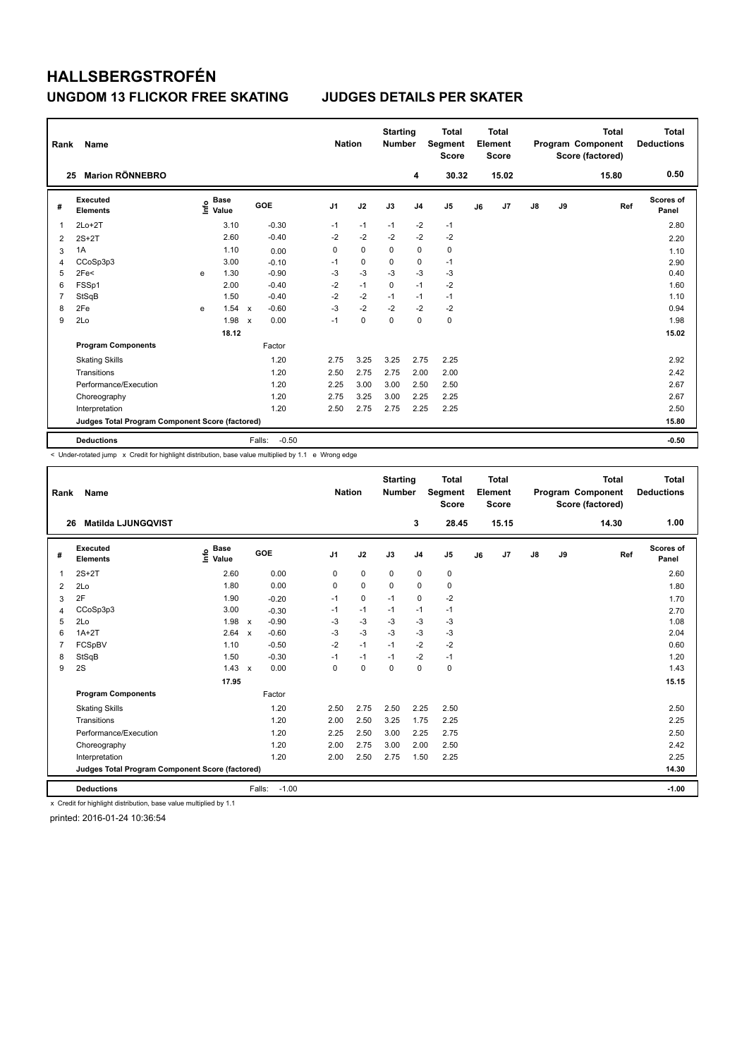# HALLSBERGSTROFÉN

## UNGDOM 13 FLICKOR FREE SKATING JUDGES DETAILS PER SKATER

| Rank | Name | Nation | Starting Number | Total Segment Score | Total Element Score | Total Program Component Score (factored) | Total Deductions |
|---|---|---|---|---|---|---|---|
| 25 | Marion RÖNNEBRO | | 4 | 30.32 | 15.02 | 15.80 | 0.50 |

| # | Executed Elements | Info | Base Value | | GOE | J1 | J2 | J3 | J4 | J5 | J6 | J7 | J8 | J9 | Ref | Scores of Panel |
|---|---|---|---|---|---|---|---|---|---|---|---|---|---|---|---|---|
| 1 | 2Lo+2T | | 3.10 | | -0.30 | -1 | -1 | -1 | -2 | -1 | | | | | | 2.80 |
| 2 | 2S+2T | | 2.60 | | -0.40 | -2 | -2 | -2 | -2 | -2 | | | | | | 2.20 |
| 3 | 1A | | 1.10 | | 0.00 | 0 | 0 | 0 | 0 | 0 | | | | | | 1.10 |
| 4 | CCoSp3p3 | | 3.00 | | -0.10 | -1 | 0 | 0 | 0 | -1 | | | | | | 2.90 |
| 5 | 2Fe< | e | 1.30 | | -0.90 | -3 | -3 | -3 | -3 | -3 | | | | | | 0.40 |
| 6 | FSSp1 | | 2.00 | | -0.40 | -2 | -1 | 0 | -1 | -2 | | | | | | 1.60 |
| 7 | StSqB | | 1.50 | | -0.40 | -2 | -2 | -1 | -1 | -1 | | | | | | 1.10 |
| 8 | 2Fe | e | 1.54 | x | -0.60 | -3 | -2 | -2 | -2 | -2 | | | | | | 0.94 |
| 9 | 2Lo | | 1.98 | x | 0.00 | -1 | 0 | 0 | 0 | 0 | | | | | | 1.98 |
| | | | 18.12 | | | | | | | | | | | | | 15.02 |
| | **Program Components** | | | | Factor | | | | | | | | | | | |
| | Skating Skills | | | | 1.20 | 2.75 | 3.25 | 3.25 | 2.75 | 2.25 | | | | | | 2.92 |
| | Transitions | | | | 1.20 | 2.50 | 2.75 | 2.75 | 2.00 | 2.00 | | | | | | 2.42 |
| | Performance/Execution | | | | 1.20 | 2.25 | 3.00 | 3.00 | 2.50 | 2.50 | | | | | | 2.67 |
| | Choreography | | | | 1.20 | 2.75 | 3.25 | 3.00 | 2.25 | 2.25 | | | | | | 2.67 |
| | Interpretation | | | | 1.20 | 2.50 | 2.75 | 2.75 | 2.25 | 2.25 | | | | | | 2.50 |
| | **Judges Total Program Component Score (factored)** | | | | | | | | | | | | | | | 15.80 |
| | **Deductions** | | | | Falls: -0.50 | | | | | | | | | | | -0.50 |

< Under-rotated jump x Credit for highlight distribution, base value multiplied by 1.1 e Wrong edge

| Rank | Name | Nation | Starting Number | Total Segment Score | Total Element Score | Total Program Component Score (factored) | Total Deductions |
|---|---|---|---|---|---|---|---|
| 26 | Matilda LJUNGQVIST | | 3 | 28.45 | 15.15 | 14.30 | 1.00 |

| # | Executed Elements | Info | Base Value | | GOE | J1 | J2 | J3 | J4 | J5 | J6 | J7 | J8 | J9 | Ref | Scores of Panel |
|---|---|---|---|---|---|---|---|---|---|---|---|---|---|---|---|---|
| 1 | 2S+2T | | 2.60 | | 0.00 | 0 | 0 | 0 | 0 | 0 | | | | | | 2.60 |
| 2 | 2Lo | | 1.80 | | 0.00 | 0 | 0 | 0 | 0 | 0 | | | | | | 1.80 |
| 3 | 2F | | 1.90 | | -0.20 | -1 | 0 | -1 | 0 | -2 | | | | | | 1.70 |
| 4 | CCoSp3p3 | | 3.00 | | -0.30 | -1 | -1 | -1 | -1 | -1 | | | | | | 2.70 |
| 5 | 2Lo | | 1.98 | x | -0.90 | -3 | -3 | -3 | -3 | -3 | | | | | | 1.08 |
| 6 | 1A+2T | | 2.64 | x | -0.60 | -3 | -3 | -3 | -3 | -3 | | | | | | 2.04 |
| 7 | FCSpBV | | 1.10 | | -0.50 | -2 | -1 | -1 | -2 | -2 | | | | | | 0.60 |
| 8 | StSqB | | 1.50 | | -0.30 | -1 | -1 | -1 | -2 | -1 | | | | | | 1.20 |
| 9 | 2S | | 1.43 | x | 0.00 | 0 | 0 | 0 | 0 | 0 | | | | | | 1.43 |
| | | | 17.95 | | | | | | | | | | | | | 15.15 |
| | **Program Components** | | | | Factor | | | | | | | | | | | |
| | Skating Skills | | | | 1.20 | 2.50 | 2.75 | 2.50 | 2.25 | 2.50 | | | | | | 2.50 |
| | Transitions | | | | 1.20 | 2.00 | 2.50 | 3.25 | 1.75 | 2.25 | | | | | | 2.25 |
| | Performance/Execution | | | | 1.20 | 2.25 | 2.50 | 3.00 | 2.25 | 2.75 | | | | | | 2.50 |
| | Choreography | | | | 1.20 | 2.00 | 2.75 | 3.00 | 2.00 | 2.50 | | | | | | 2.42 |
| | Interpretation | | | | 1.20 | 2.00 | 2.50 | 2.75 | 1.50 | 2.25 | | | | | | 2.25 |
| | **Judges Total Program Component Score (factored)** | | | | | | | | | | | | | | | 14.30 |
| | **Deductions** | | | | Falls: -1.00 | | | | | | | | | | | -1.00 |

x Credit for highlight distribution, base value multiplied by 1.1

printed: 2016-01-24 10:36:54